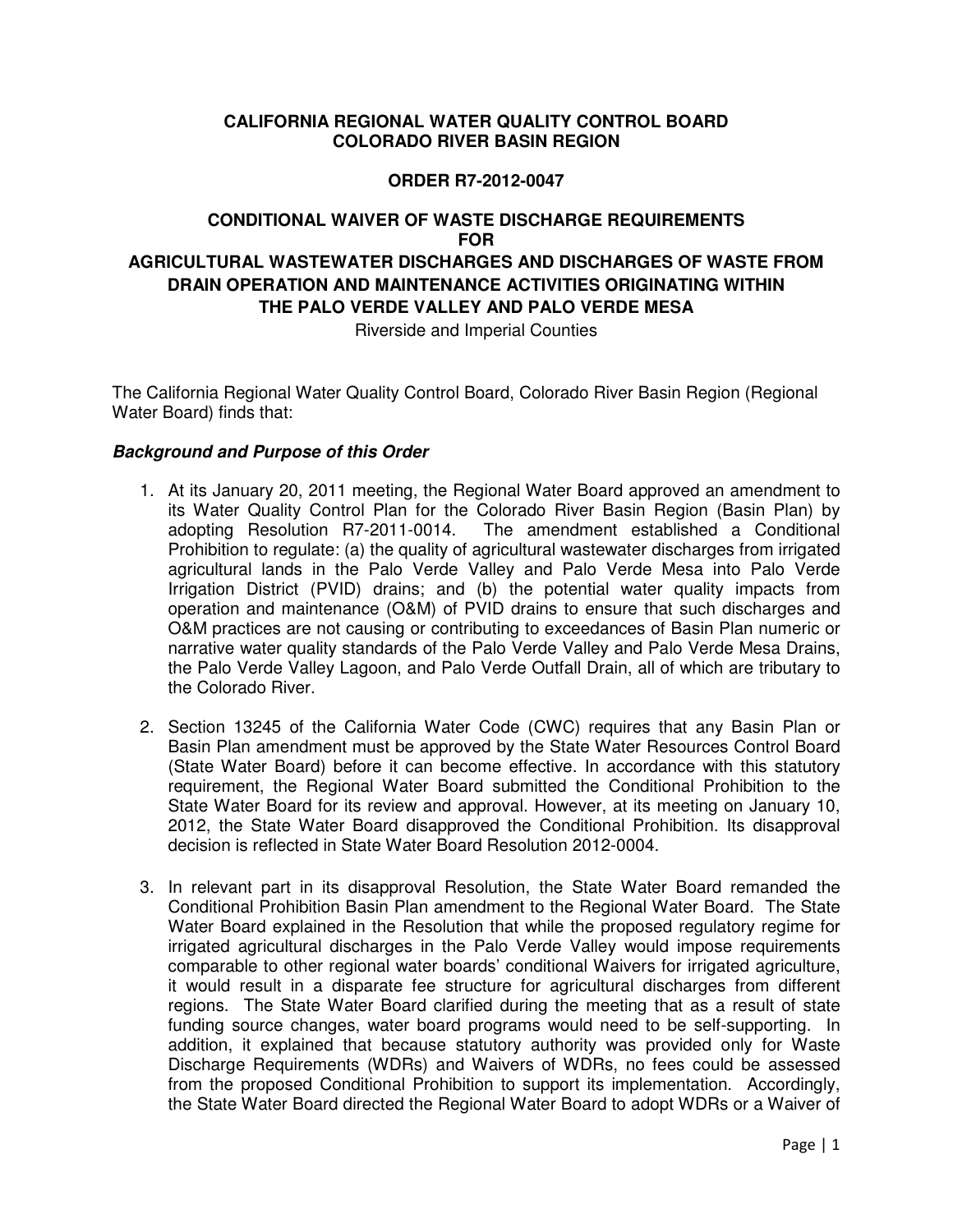**CALIFORNIA REGIONAL WATER QUALITY CONTROL BOARD**
**COLORADO RIVER BASIN REGION**

**ORDER R7-2012-0047**

**CONDITIONAL WAIVER OF WASTE DISCHARGE REQUIREMENTS**
**FOR**
**AGRICULTURAL WASTEWATER DISCHARGES AND DISCHARGES OF WASTE FROM DRAIN OPERATION AND MAINTENANCE ACTIVITIES ORIGINATING WITHIN THE PALO VERDE VALLEY AND PALO VERDE MESA**

Riverside and Imperial Counties

The California Regional Water Quality Control Board, Colorado River Basin Region (Regional Water Board) finds that:

***Background and Purpose of this Order***

1. At its January 20, 2011 meeting, the Regional Water Board approved an amendment to its Water Quality Control Plan for the Colorado River Basin Region (Basin Plan) by adopting Resolution R7-2011-0014. The amendment established a Conditional Prohibition to regulate: (a) the quality of agricultural wastewater discharges from irrigated agricultural lands in the Palo Verde Valley and Palo Verde Mesa into Palo Verde Irrigation District (PVID) drains; and (b) the potential water quality impacts from operation and maintenance (O&M) of PVID drains to ensure that such discharges and O&M practices are not causing or contributing to exceedances of Basin Plan numeric or narrative water quality standards of the Palo Verde Valley and Palo Verde Mesa Drains, the Palo Verde Valley Lagoon, and Palo Verde Outfall Drain, all of which are tributary to the Colorado River.

2. Section 13245 of the California Water Code (CWC) requires that any Basin Plan or Basin Plan amendment must be approved by the State Water Resources Control Board (State Water Board) before it can become effective. In accordance with this statutory requirement, the Regional Water Board submitted the Conditional Prohibition to the State Water Board for its review and approval. However, at its meeting on January 10, 2012, the State Water Board disapproved the Conditional Prohibition. Its disapproval decision is reflected in State Water Board Resolution 2012-0004.

3. In relevant part in its disapproval Resolution, the State Water Board remanded the Conditional Prohibition Basin Plan amendment to the Regional Water Board. The State Water Board explained in the Resolution that while the proposed regulatory regime for irrigated agricultural discharges in the Palo Verde Valley would impose requirements comparable to other regional water boards' conditional Waivers for irrigated agriculture, it would result in a disparate fee structure for agricultural discharges from different regions. The State Water Board clarified during the meeting that as a result of state funding source changes, water board programs would need to be self-supporting. In addition, it explained that because statutory authority was provided only for Waste Discharge Requirements (WDRs) and Waivers of WDRs, no fees could be assessed from the proposed Conditional Prohibition to support its implementation. Accordingly, the State Water Board directed the Regional Water Board to adopt WDRs or a Waiver of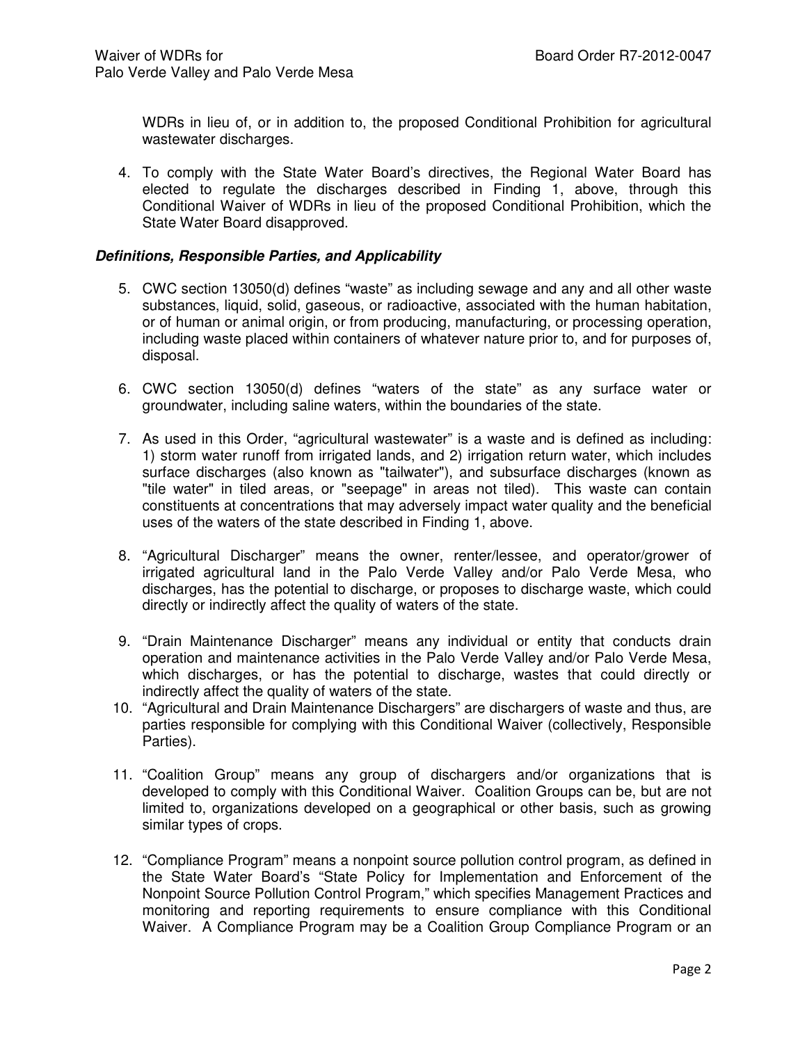WDRs in lieu of, or in addition to, the proposed Conditional Prohibition for agricultural wastewater discharges.

4. To comply with the State Water Board's directives, the Regional Water Board has elected to regulate the discharges described in Finding 1, above, through this Conditional Waiver of WDRs in lieu of the proposed Conditional Prohibition, which the State Water Board disapproved.

***Definitions, Responsible Parties, and Applicability***

5. CWC section 13050(d) defines "waste" as including sewage and any and all other waste substances, liquid, solid, gaseous, or radioactive, associated with the human habitation, or of human or animal origin, or from producing, manufacturing, or processing operation, including waste placed within containers of whatever nature prior to, and for purposes of, disposal.

6. CWC section 13050(d) defines "waters of the state" as any surface water or groundwater, including saline waters, within the boundaries of the state.

7. As used in this Order, "agricultural wastewater" is a waste and is defined as including: 1) storm water runoff from irrigated lands, and 2) irrigation return water, which includes surface discharges (also known as "tailwater"), and subsurface discharges (known as "tile water" in tiled areas, or "seepage" in areas not tiled). This waste can contain constituents at concentrations that may adversely impact water quality and the beneficial uses of the waters of the state described in Finding 1, above.

8. "Agricultural Discharger" means the owner, renter/lessee, and operator/grower of irrigated agricultural land in the Palo Verde Valley and/or Palo Verde Mesa, who discharges, has the potential to discharge, or proposes to discharge waste, which could directly or indirectly affect the quality of waters of the state.

9. "Drain Maintenance Discharger" means any individual or entity that conducts drain operation and maintenance activities in the Palo Verde Valley and/or Palo Verde Mesa, which discharges, or has the potential to discharge, wastes that could directly or indirectly affect the quality of waters of the state.

10. "Agricultural and Drain Maintenance Dischargers" are dischargers of waste and thus, are parties responsible for complying with this Conditional Waiver (collectively, Responsible Parties).

11. "Coalition Group" means any group of dischargers and/or organizations that is developed to comply with this Conditional Waiver. Coalition Groups can be, but are not limited to, organizations developed on a geographical or other basis, such as growing similar types of crops.

12. "Compliance Program" means a nonpoint source pollution control program, as defined in the State Water Board's "State Policy for Implementation and Enforcement of the Nonpoint Source Pollution Control Program," which specifies Management Practices and monitoring and reporting requirements to ensure compliance with this Conditional Waiver. A Compliance Program may be a Coalition Group Compliance Program or an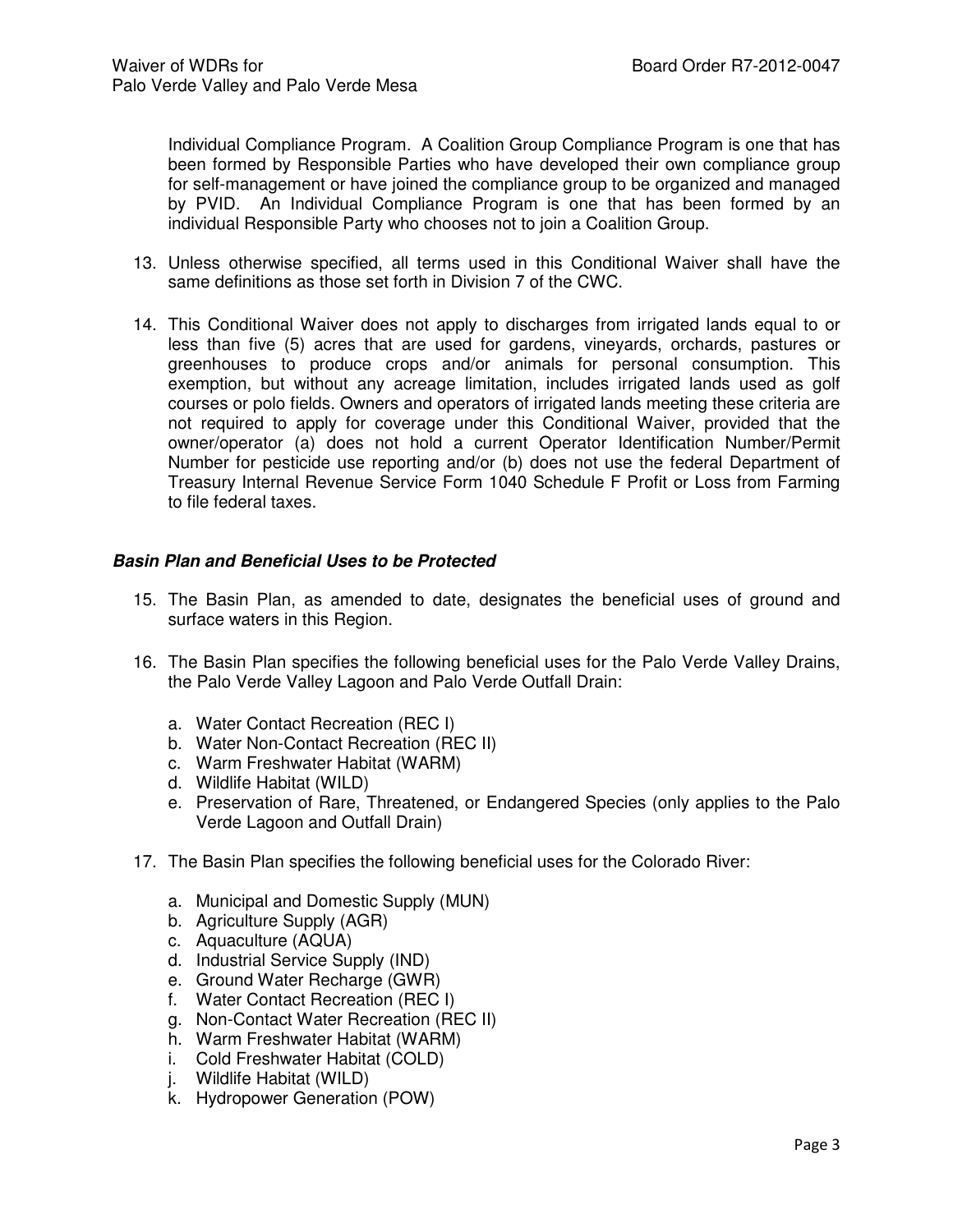Individual Compliance Program. A Coalition Group Compliance Program is one that has been formed by Responsible Parties who have developed their own compliance group for self-management or have joined the compliance group to be organized and managed by PVID. An Individual Compliance Program is one that has been formed by an individual Responsible Party who chooses not to join a Coalition Group.

13. Unless otherwise specified, all terms used in this Conditional Waiver shall have the same definitions as those set forth in Division 7 of the CWC.

14. This Conditional Waiver does not apply to discharges from irrigated lands equal to or less than five (5) acres that are used for gardens, vineyards, orchards, pastures or greenhouses to produce crops and/or animals for personal consumption. This exemption, but without any acreage limitation, includes irrigated lands used as golf courses or polo fields. Owners and operators of irrigated lands meeting these criteria are not required to apply for coverage under this Conditional Waiver, provided that the owner/operator (a) does not hold a current Operator Identification Number/Permit Number for pesticide use reporting and/or (b) does not use the federal Department of Treasury Internal Revenue Service Form 1040 Schedule F Profit or Loss from Farming to file federal taxes.

### ***Basin Plan and Beneficial Uses to be Protected***

15. The Basin Plan, as amended to date, designates the beneficial uses of ground and surface waters in this Region.

16. The Basin Plan specifies the following beneficial uses for the Palo Verde Valley Drains, the Palo Verde Valley Lagoon and Palo Verde Outfall Drain:

    a. Water Contact Recreation (REC I)
    b. Water Non-Contact Recreation (REC II)
    c. Warm Freshwater Habitat (WARM)
    d. Wildlife Habitat (WILD)
    e. Preservation of Rare, Threatened, or Endangered Species (only applies to the Palo Verde Lagoon and Outfall Drain)

17. The Basin Plan specifies the following beneficial uses for the Colorado River:

    a. Municipal and Domestic Supply (MUN)
    b. Agriculture Supply (AGR)
    c. Aquaculture (AQUA)
    d. Industrial Service Supply (IND)
    e. Ground Water Recharge (GWR)
    f. Water Contact Recreation (REC I)
    g. Non-Contact Water Recreation (REC II)
    h. Warm Freshwater Habitat (WARM)
    i. Cold Freshwater Habitat (COLD)
    j. Wildlife Habitat (WILD)
    k. Hydropower Generation (POW)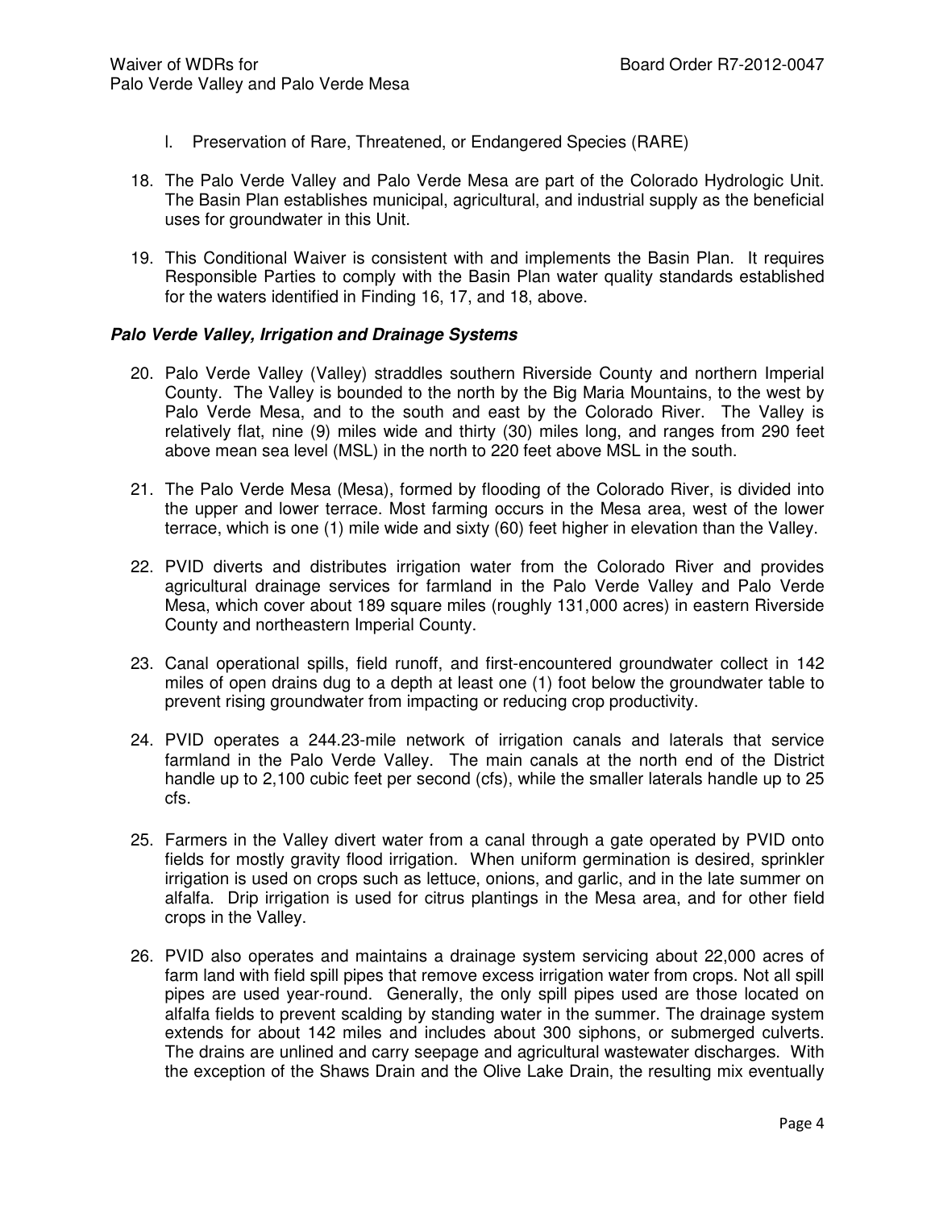l. Preservation of Rare, Threatened, or Endangered Species (RARE)

18. The Palo Verde Valley and Palo Verde Mesa are part of the Colorado Hydrologic Unit. The Basin Plan establishes municipal, agricultural, and industrial supply as the beneficial uses for groundwater in this Unit.

19. This Conditional Waiver is consistent with and implements the Basin Plan. It requires Responsible Parties to comply with the Basin Plan water quality standards established for the waters identified in Finding 16, 17, and 18, above.

***Palo Verde Valley, Irrigation and Drainage Systems***

20. Palo Verde Valley (Valley) straddles southern Riverside County and northern Imperial County. The Valley is bounded to the north by the Big Maria Mountains, to the west by Palo Verde Mesa, and to the south and east by the Colorado River. The Valley is relatively flat, nine (9) miles wide and thirty (30) miles long, and ranges from 290 feet above mean sea level (MSL) in the north to 220 feet above MSL in the south.

21. The Palo Verde Mesa (Mesa), formed by flooding of the Colorado River, is divided into the upper and lower terrace. Most farming occurs in the Mesa area, west of the lower terrace, which is one (1) mile wide and sixty (60) feet higher in elevation than the Valley.

22. PVID diverts and distributes irrigation water from the Colorado River and provides agricultural drainage services for farmland in the Palo Verde Valley and Palo Verde Mesa, which cover about 189 square miles (roughly 131,000 acres) in eastern Riverside County and northeastern Imperial County.

23. Canal operational spills, field runoff, and first-encountered groundwater collect in 142 miles of open drains dug to a depth at least one (1) foot below the groundwater table to prevent rising groundwater from impacting or reducing crop productivity.

24. PVID operates a 244.23-mile network of irrigation canals and laterals that service farmland in the Palo Verde Valley. The main canals at the north end of the District handle up to 2,100 cubic feet per second (cfs), while the smaller laterals handle up to 25 cfs.

25. Farmers in the Valley divert water from a canal through a gate operated by PVID onto fields for mostly gravity flood irrigation. When uniform germination is desired, sprinkler irrigation is used on crops such as lettuce, onions, and garlic, and in the late summer on alfalfa. Drip irrigation is used for citrus plantings in the Mesa area, and for other field crops in the Valley.

26. PVID also operates and maintains a drainage system servicing about 22,000 acres of farm land with field spill pipes that remove excess irrigation water from crops. Not all spill pipes are used year-round. Generally, the only spill pipes used are those located on alfalfa fields to prevent scalding by standing water in the summer. The drainage system extends for about 142 miles and includes about 300 siphons, or submerged culverts. The drains are unlined and carry seepage and agricultural wastewater discharges. With the exception of the Shaws Drain and the Olive Lake Drain, the resulting mix eventually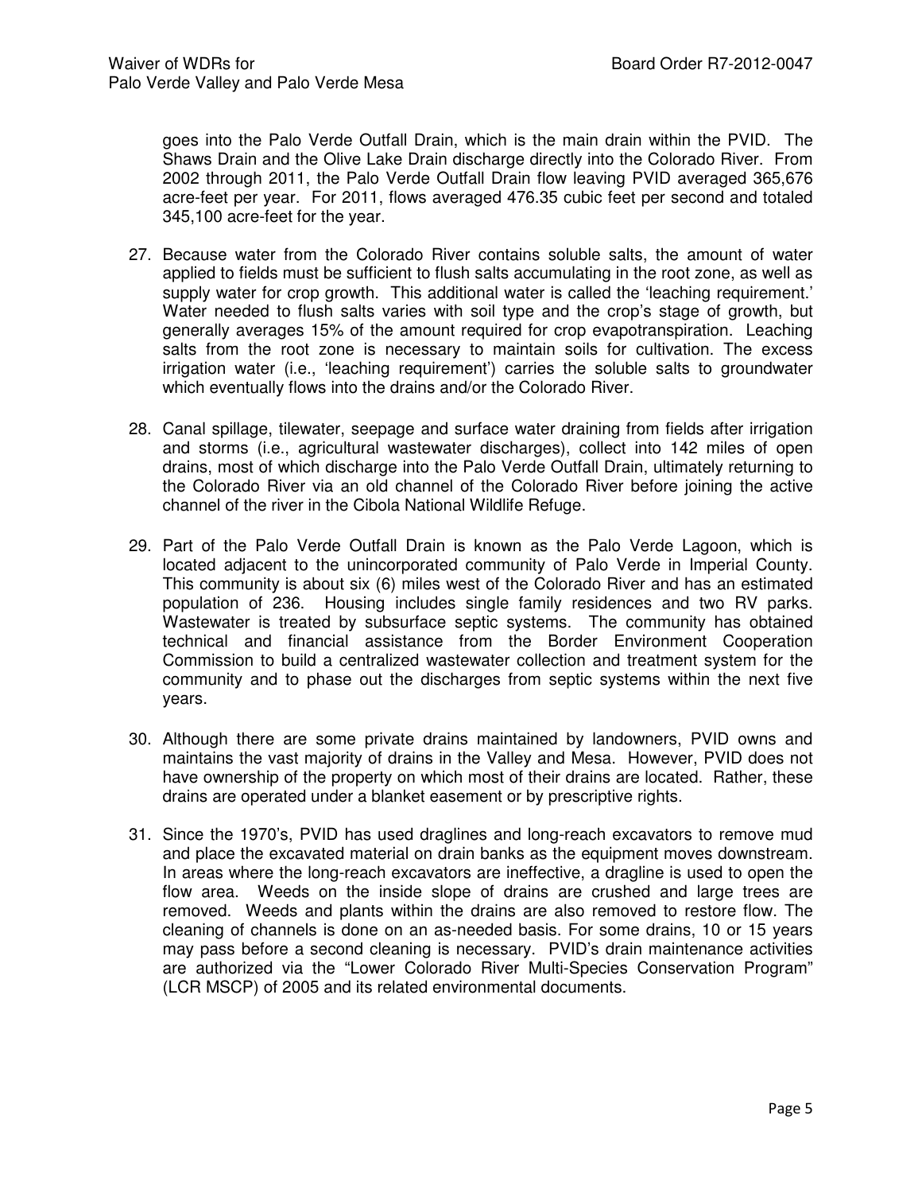goes into the Palo Verde Outfall Drain, which is the main drain within the PVID. The Shaws Drain and the Olive Lake Drain discharge directly into the Colorado River. From 2002 through 2011, the Palo Verde Outfall Drain flow leaving PVID averaged 365,676 acre-feet per year. For 2011, flows averaged 476.35 cubic feet per second and totaled 345,100 acre-feet for the year.

27. Because water from the Colorado River contains soluble salts, the amount of water applied to fields must be sufficient to flush salts accumulating in the root zone, as well as supply water for crop growth. This additional water is called the 'leaching requirement.' Water needed to flush salts varies with soil type and the crop's stage of growth, but generally averages 15% of the amount required for crop evapotranspiration. Leaching salts from the root zone is necessary to maintain soils for cultivation. The excess irrigation water (i.e., 'leaching requirement') carries the soluble salts to groundwater which eventually flows into the drains and/or the Colorado River.

28. Canal spillage, tilewater, seepage and surface water draining from fields after irrigation and storms (i.e., agricultural wastewater discharges), collect into 142 miles of open drains, most of which discharge into the Palo Verde Outfall Drain, ultimately returning to the Colorado River via an old channel of the Colorado River before joining the active channel of the river in the Cibola National Wildlife Refuge.

29. Part of the Palo Verde Outfall Drain is known as the Palo Verde Lagoon, which is located adjacent to the unincorporated community of Palo Verde in Imperial County. This community is about six (6) miles west of the Colorado River and has an estimated population of 236. Housing includes single family residences and two RV parks. Wastewater is treated by subsurface septic systems. The community has obtained technical and financial assistance from the Border Environment Cooperation Commission to build a centralized wastewater collection and treatment system for the community and to phase out the discharges from septic systems within the next five years.

30. Although there are some private drains maintained by landowners, PVID owns and maintains the vast majority of drains in the Valley and Mesa. However, PVID does not have ownership of the property on which most of their drains are located. Rather, these drains are operated under a blanket easement or by prescriptive rights.

31. Since the 1970's, PVID has used draglines and long-reach excavators to remove mud and place the excavated material on drain banks as the equipment moves downstream. In areas where the long-reach excavators are ineffective, a dragline is used to open the flow area. Weeds on the inside slope of drains are crushed and large trees are removed. Weeds and plants within the drains are also removed to restore flow. The cleaning of channels is done on an as-needed basis. For some drains, 10 or 15 years may pass before a second cleaning is necessary. PVID's drain maintenance activities are authorized via the "Lower Colorado River Multi-Species Conservation Program" (LCR MSCP) of 2005 and its related environmental documents.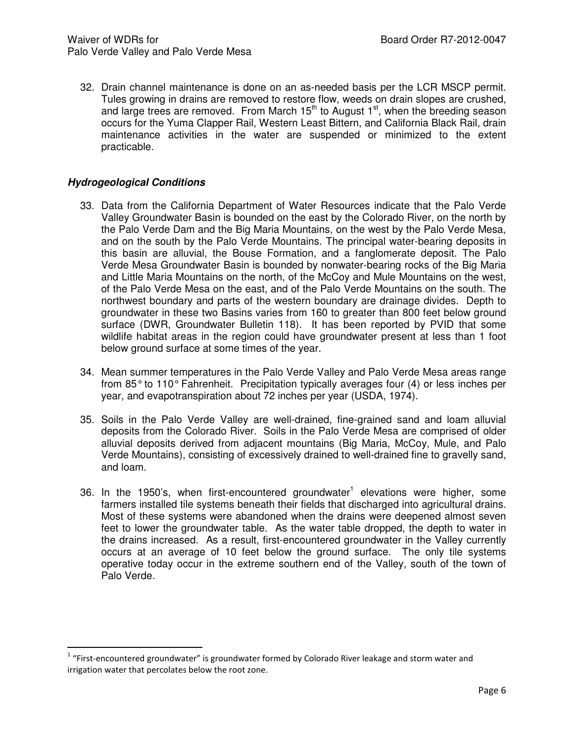32. Drain channel maintenance is done on an as-needed basis per the LCR MSCP permit. Tules growing in drains are removed to restore flow, weeds on drain slopes are crushed, and large trees are removed. From March 15th to August 1st, when the breeding season occurs for the Yuma Clapper Rail, Western Least Bittern, and California Black Rail, drain maintenance activities in the water are suspended or minimized to the extent practicable.

### *Hydrogeological Conditions*

33. Data from the California Department of Water Resources indicate that the Palo Verde Valley Groundwater Basin is bounded on the east by the Colorado River, on the north by the Palo Verde Dam and the Big Maria Mountains, on the west by the Palo Verde Mesa, and on the south by the Palo Verde Mountains. The principal water-bearing deposits in this basin are alluvial, the Bouse Formation, and a fanglomerate deposit. The Palo Verde Mesa Groundwater Basin is bounded by nonwater-bearing rocks of the Big Maria and Little Maria Mountains on the north, of the McCoy and Mule Mountains on the west, of the Palo Verde Mesa on the east, and of the Palo Verde Mountains on the south. The northwest boundary and parts of the western boundary are drainage divides. Depth to groundwater in these two Basins varies from 160 to greater than 800 feet below ground surface (DWR, Groundwater Bulletin 118). It has been reported by PVID that some wildlife habitat areas in the region could have groundwater present at less than 1 foot below ground surface at some times of the year.

34. Mean summer temperatures in the Palo Verde Valley and Palo Verde Mesa areas range from 85° to 110° Fahrenheit. Precipitation typically averages four (4) or less inches per year, and evapotranspiration about 72 inches per year (USDA, 1974).

35. Soils in the Palo Verde Valley are well-drained, fine-grained sand and loam alluvial deposits from the Colorado River. Soils in the Palo Verde Mesa are comprised of older alluvial deposits derived from adjacent mountains (Big Maria, McCoy, Mule, and Palo Verde Mountains), consisting of excessively drained to well-drained fine to gravelly sand, and loam.

36. In the 1950's, when first-encountered groundwater[1] elevations were higher, some farmers installed tile systems beneath their fields that discharged into agricultural drains. Most of these systems were abandoned when the drains were deepened almost seven feet to lower the groundwater table. As the water table dropped, the depth to water in the drains increased. As a result, first-encountered groundwater in the Valley currently occurs at an average of 10 feet below the ground surface. The only tile systems operative today occur in the extreme southern end of the Valley, south of the town of Palo Verde.

---

[1] "First-encountered groundwater" is groundwater formed by Colorado River leakage and storm water and irrigation water that percolates below the root zone.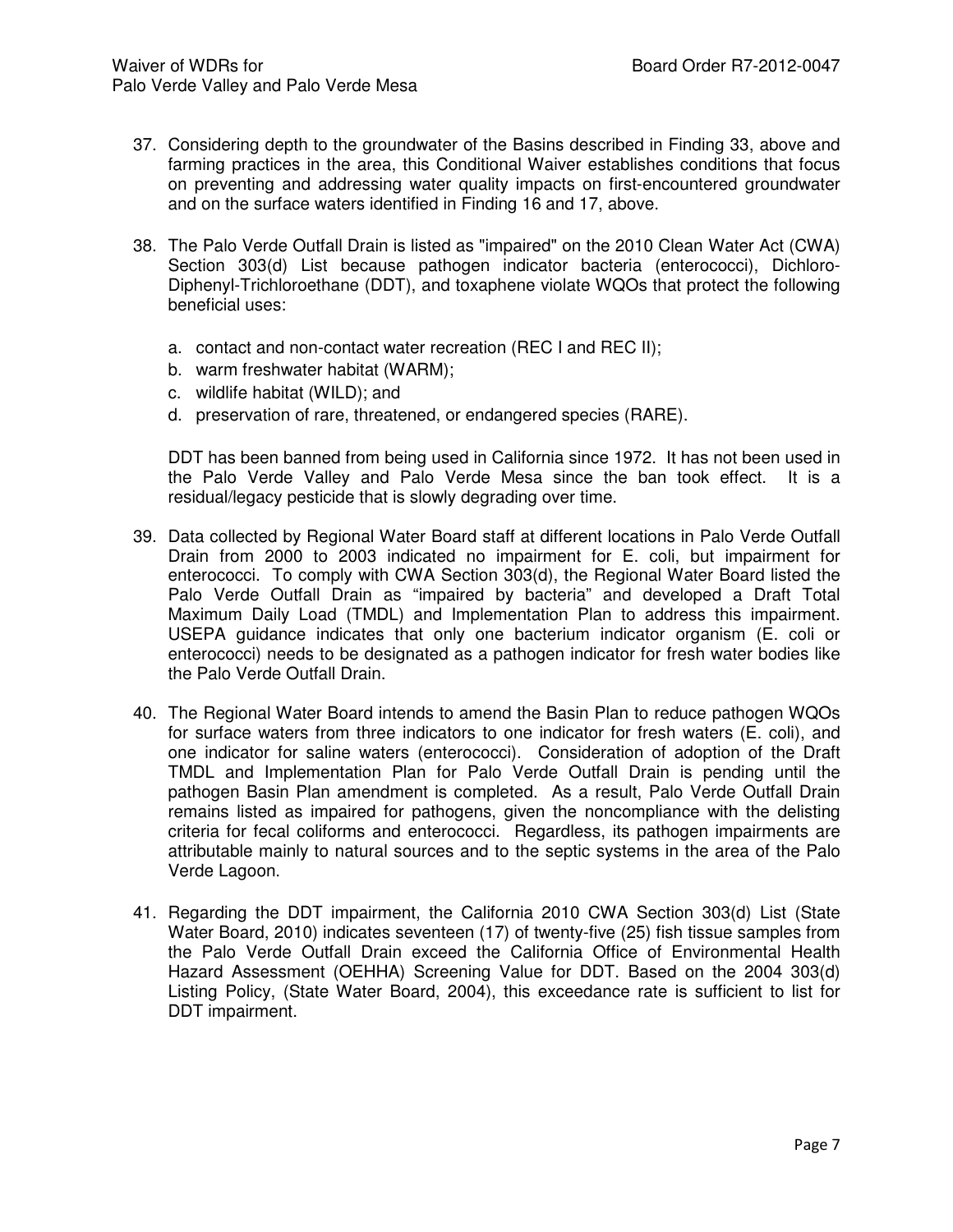37. Considering depth to the groundwater of the Basins described in Finding 33, above and farming practices in the area, this Conditional Waiver establishes conditions that focus on preventing and addressing water quality impacts on first-encountered groundwater and on the surface waters identified in Finding 16 and 17, above.

38. The Palo Verde Outfall Drain is listed as "impaired" on the 2010 Clean Water Act (CWA) Section 303(d) List because pathogen indicator bacteria (enterococci), Dichloro-Diphenyl-Trichloroethane (DDT), and toxaphene violate WQOs that protect the following beneficial uses:

    a. contact and non-contact water recreation (REC I and REC II);
    b. warm freshwater habitat (WARM);
    c. wildlife habitat (WILD); and
    d. preservation of rare, threatened, or endangered species (RARE).

    DDT has been banned from being used in California since 1972. It has not been used in the Palo Verde Valley and Palo Verde Mesa since the ban took effect. It is a residual/legacy pesticide that is slowly degrading over time.

39. Data collected by Regional Water Board staff at different locations in Palo Verde Outfall Drain from 2000 to 2003 indicated no impairment for E. coli, but impairment for enterococci. To comply with CWA Section 303(d), the Regional Water Board listed the Palo Verde Outfall Drain as "impaired by bacteria" and developed a Draft Total Maximum Daily Load (TMDL) and Implementation Plan to address this impairment. USEPA guidance indicates that only one bacterium indicator organism (E. coli or enterococci) needs to be designated as a pathogen indicator for fresh water bodies like the Palo Verde Outfall Drain.

40. The Regional Water Board intends to amend the Basin Plan to reduce pathogen WQOs for surface waters from three indicators to one indicator for fresh waters (E. coli), and one indicator for saline waters (enterococci). Consideration of adoption of the Draft TMDL and Implementation Plan for Palo Verde Outfall Drain is pending until the pathogen Basin Plan amendment is completed. As a result, Palo Verde Outfall Drain remains listed as impaired for pathogens, given the noncompliance with the delisting criteria for fecal coliforms and enterococci. Regardless, its pathogen impairments are attributable mainly to natural sources and to the septic systems in the area of the Palo Verde Lagoon.

41. Regarding the DDT impairment, the California 2010 CWA Section 303(d) List (State Water Board, 2010) indicates seventeen (17) of twenty-five (25) fish tissue samples from the Palo Verde Outfall Drain exceed the California Office of Environmental Health Hazard Assessment (OEHHA) Screening Value for DDT. Based on the 2004 303(d) Listing Policy, (State Water Board, 2004), this exceedance rate is sufficient to list for DDT impairment.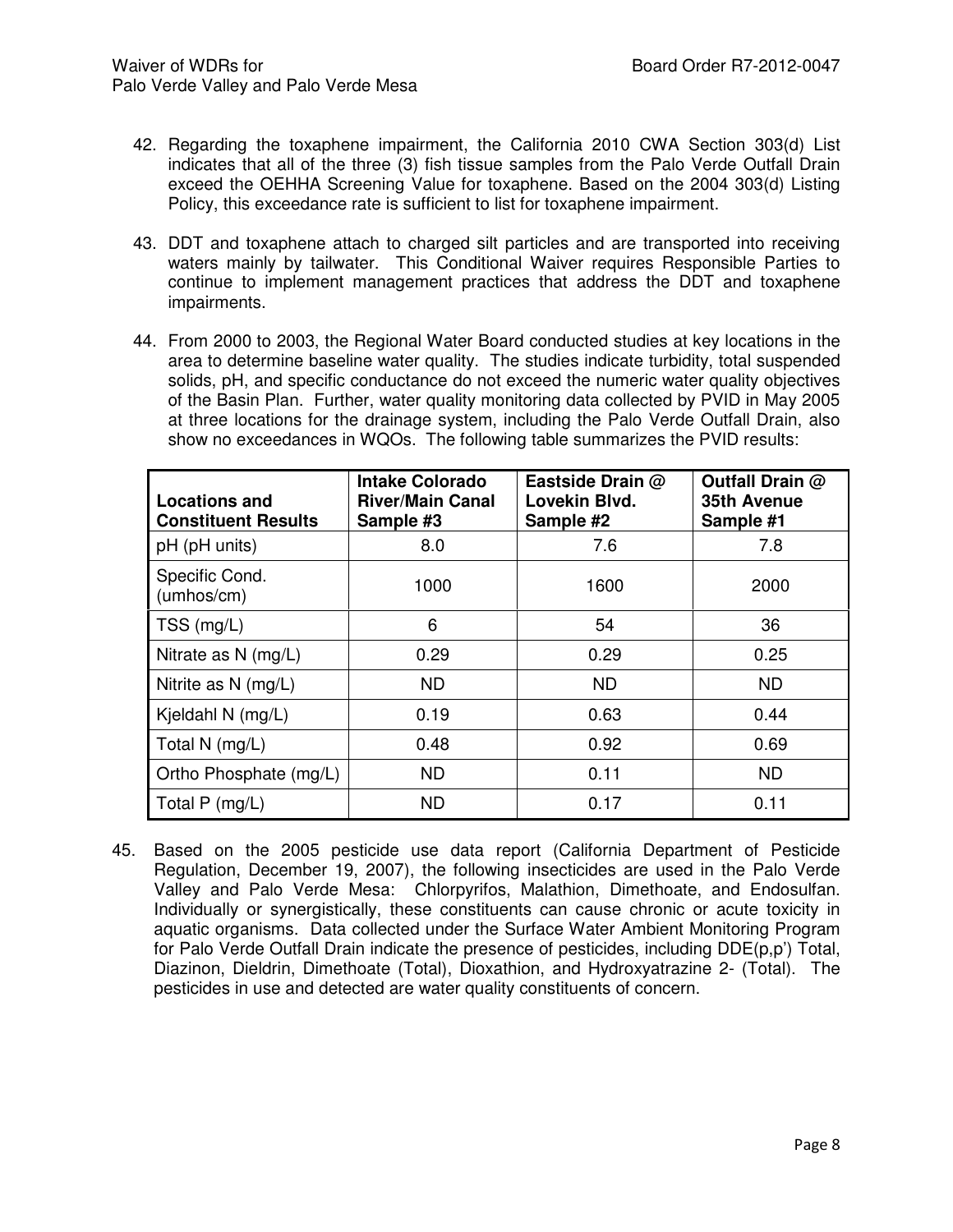42. Regarding the toxaphene impairment, the California 2010 CWA Section 303(d) List indicates that all of the three (3) fish tissue samples from the Palo Verde Outfall Drain exceed the OEHHA Screening Value for toxaphene. Based on the 2004 303(d) Listing Policy, this exceedance rate is sufficient to list for toxaphene impairment.

43. DDT and toxaphene attach to charged silt particles and are transported into receiving waters mainly by tailwater. This Conditional Waiver requires Responsible Parties to continue to implement management practices that address the DDT and toxaphene impairments.

44. From 2000 to 2003, the Regional Water Board conducted studies at key locations in the area to determine baseline water quality. The studies indicate turbidity, total suspended solids, pH, and specific conductance do not exceed the numeric water quality objectives of the Basin Plan. Further, water quality monitoring data collected by PVID in May 2005 at three locations for the drainage system, including the Palo Verde Outfall Drain, also show no exceedances in WQOs. The following table summarizes the PVID results:

| Locations and Constituent Results | Intake Colorado River/Main Canal Sample #3 | Eastside Drain @ Lovekin Blvd. Sample #2 | Outfall Drain @ 35th Avenue Sample #1 |
|---|---|---|---|
| pH (pH units) | 8.0 | 7.6 | 7.8 |
| Specific Cond. (umhos/cm) | 1000 | 1600 | 2000 |
| TSS (mg/L) | 6 | 54 | 36 |
| Nitrate as N (mg/L) | 0.29 | 0.29 | 0.25 |
| Nitrite as N (mg/L) | ND | ND | ND |
| Kjeldahl N (mg/L) | 0.19 | 0.63 | 0.44 |
| Total N (mg/L) | 0.48 | 0.92 | 0.69 |
| Ortho Phosphate (mg/L) | ND | 0.11 | ND |
| Total P (mg/L) | ND | 0.17 | 0.11 |

45. Based on the 2005 pesticide use data report (California Department of Pesticide Regulation, December 19, 2007), the following insecticides are used in the Palo Verde Valley and Palo Verde Mesa: Chlorpyrifos, Malathion, Dimethoate, and Endosulfan. Individually or synergistically, these constituents can cause chronic or acute toxicity in aquatic organisms. Data collected under the Surface Water Ambient Monitoring Program for Palo Verde Outfall Drain indicate the presence of pesticides, including DDE(p,p') Total, Diazinon, Dieldrin, Dimethoate (Total), Dioxathion, and Hydroxyatrazine 2- (Total). The pesticides in use and detected are water quality constituents of concern.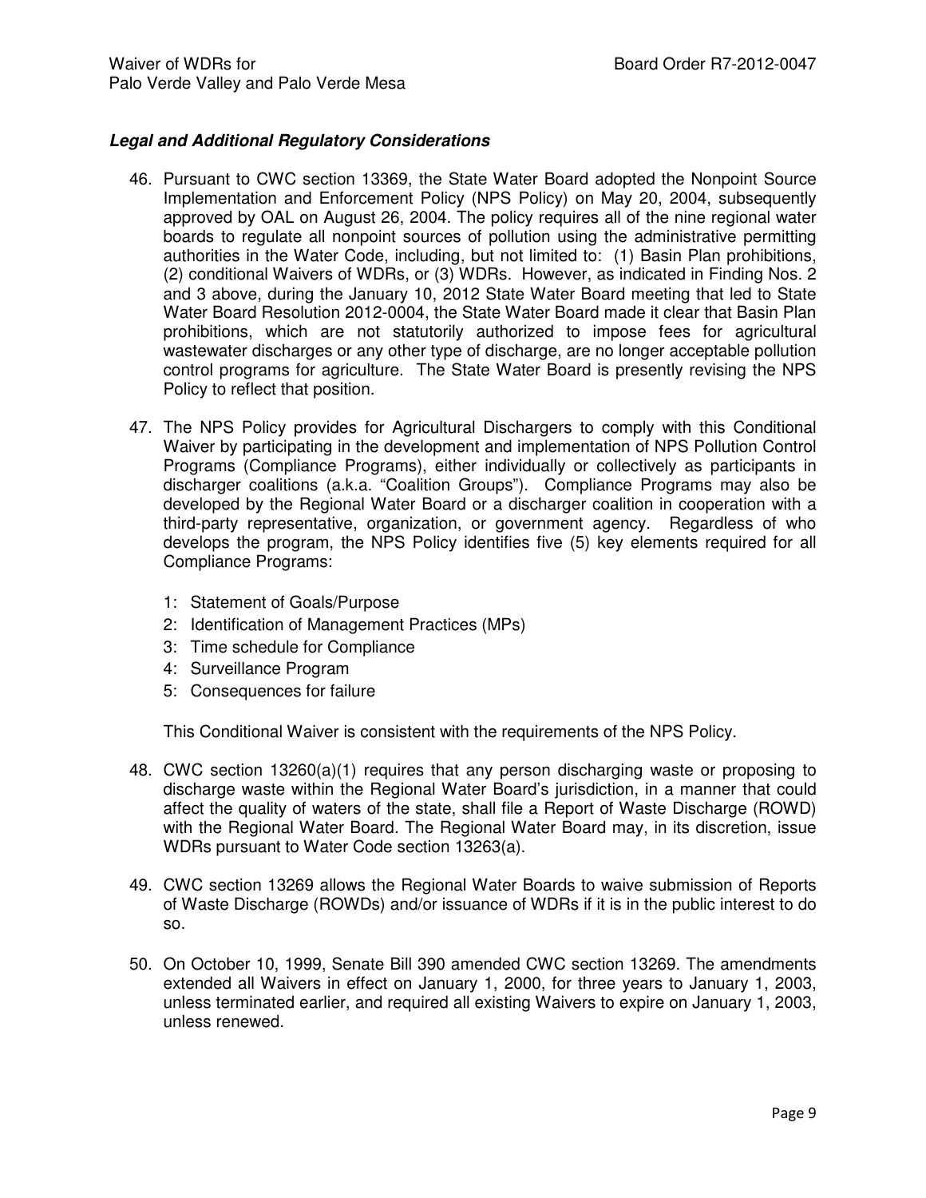### ***Legal and Additional Regulatory Considerations***

46. Pursuant to CWC section 13369, the State Water Board adopted the Nonpoint Source Implementation and Enforcement Policy (NPS Policy) on May 20, 2004, subsequently approved by OAL on August 26, 2004. The policy requires all of the nine regional water boards to regulate all nonpoint sources of pollution using the administrative permitting authorities in the Water Code, including, but not limited to: (1) Basin Plan prohibitions, (2) conditional Waivers of WDRs, or (3) WDRs. However, as indicated in Finding Nos. 2 and 3 above, during the January 10, 2012 State Water Board meeting that led to State Water Board Resolution 2012-0004, the State Water Board made it clear that Basin Plan prohibitions, which are not statutorily authorized to impose fees for agricultural wastewater discharges or any other type of discharge, are no longer acceptable pollution control programs for agriculture. The State Water Board is presently revising the NPS Policy to reflect that position.

47. The NPS Policy provides for Agricultural Dischargers to comply with this Conditional Waiver by participating in the development and implementation of NPS Pollution Control Programs (Compliance Programs), either individually or collectively as participants in discharger coalitions (a.k.a. "Coalition Groups"). Compliance Programs may also be developed by the Regional Water Board or a discharger coalition in cooperation with a third-party representative, organization, or government agency. Regardless of who develops the program, the NPS Policy identifies five (5) key elements required for all Compliance Programs:

    1: Statement of Goals/Purpose
    2: Identification of Management Practices (MPs)
    3: Time schedule for Compliance
    4: Surveillance Program
    5: Consequences for failure

    This Conditional Waiver is consistent with the requirements of the NPS Policy.

48. CWC section 13260(a)(1) requires that any person discharging waste or proposing to discharge waste within the Regional Water Board's jurisdiction, in a manner that could affect the quality of waters of the state, shall file a Report of Waste Discharge (ROWD) with the Regional Water Board. The Regional Water Board may, in its discretion, issue WDRs pursuant to Water Code section 13263(a).

49. CWC section 13269 allows the Regional Water Boards to waive submission of Reports of Waste Discharge (ROWDs) and/or issuance of WDRs if it is in the public interest to do so.

50. On October 10, 1999, Senate Bill 390 amended CWC section 13269. The amendments extended all Waivers in effect on January 1, 2000, for three years to January 1, 2003, unless terminated earlier, and required all existing Waivers to expire on January 1, 2003, unless renewed.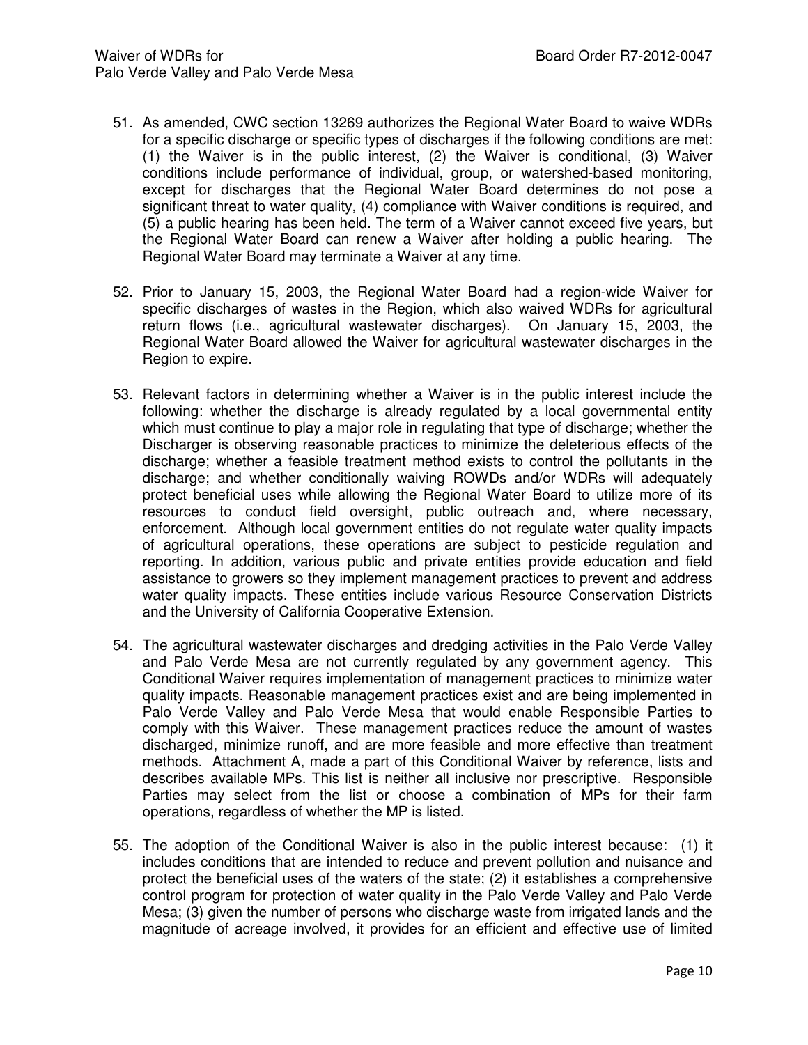51. As amended, CWC section 13269 authorizes the Regional Water Board to waive WDRs for a specific discharge or specific types of discharges if the following conditions are met: (1) the Waiver is in the public interest, (2) the Waiver is conditional, (3) Waiver conditions include performance of individual, group, or watershed-based monitoring, except for discharges that the Regional Water Board determines do not pose a significant threat to water quality, (4) compliance with Waiver conditions is required, and (5) a public hearing has been held. The term of a Waiver cannot exceed five years, but the Regional Water Board can renew a Waiver after holding a public hearing. The Regional Water Board may terminate a Waiver at any time.

52. Prior to January 15, 2003, the Regional Water Board had a region-wide Waiver for specific discharges of wastes in the Region, which also waived WDRs for agricultural return flows (i.e., agricultural wastewater discharges). On January 15, 2003, the Regional Water Board allowed the Waiver for agricultural wastewater discharges in the Region to expire.

53. Relevant factors in determining whether a Waiver is in the public interest include the following: whether the discharge is already regulated by a local governmental entity which must continue to play a major role in regulating that type of discharge; whether the Discharger is observing reasonable practices to minimize the deleterious effects of the discharge; whether a feasible treatment method exists to control the pollutants in the discharge; and whether conditionally waiving ROWDs and/or WDRs will adequately protect beneficial uses while allowing the Regional Water Board to utilize more of its resources to conduct field oversight, public outreach and, where necessary, enforcement. Although local government entities do not regulate water quality impacts of agricultural operations, these operations are subject to pesticide regulation and reporting. In addition, various public and private entities provide education and field assistance to growers so they implement management practices to prevent and address water quality impacts. These entities include various Resource Conservation Districts and the University of California Cooperative Extension.

54. The agricultural wastewater discharges and dredging activities in the Palo Verde Valley and Palo Verde Mesa are not currently regulated by any government agency. This Conditional Waiver requires implementation of management practices to minimize water quality impacts. Reasonable management practices exist and are being implemented in Palo Verde Valley and Palo Verde Mesa that would enable Responsible Parties to comply with this Waiver. These management practices reduce the amount of wastes discharged, minimize runoff, and are more feasible and more effective than treatment methods. Attachment A, made a part of this Conditional Waiver by reference, lists and describes available MPs. This list is neither all inclusive nor prescriptive. Responsible Parties may select from the list or choose a combination of MPs for their farm operations, regardless of whether the MP is listed.

55. The adoption of the Conditional Waiver is also in the public interest because: (1) it includes conditions that are intended to reduce and prevent pollution and nuisance and protect the beneficial uses of the waters of the state; (2) it establishes a comprehensive control program for protection of water quality in the Palo Verde Valley and Palo Verde Mesa; (3) given the number of persons who discharge waste from irrigated lands and the magnitude of acreage involved, it provides for an efficient and effective use of limited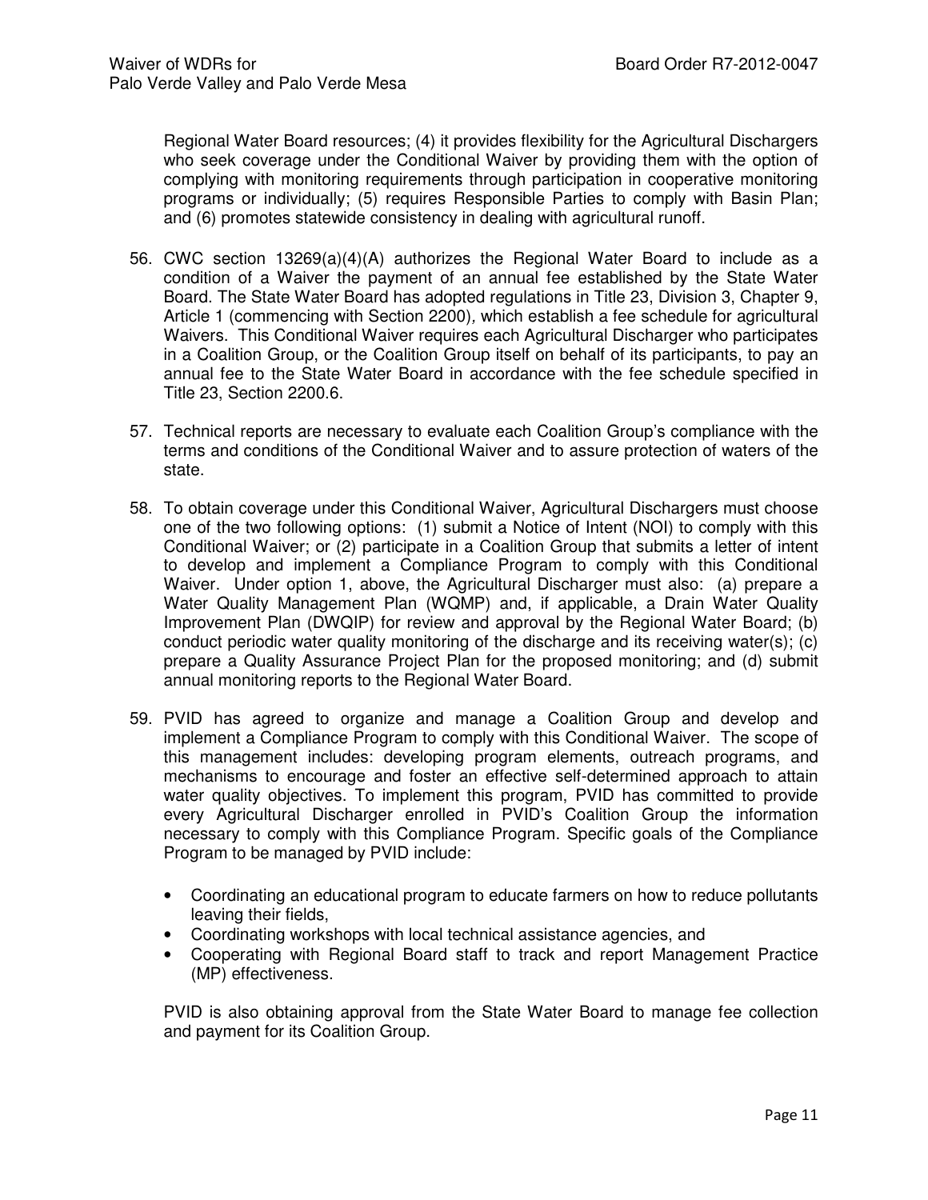Regional Water Board resources; (4) it provides flexibility for the Agricultural Dischargers who seek coverage under the Conditional Waiver by providing them with the option of complying with monitoring requirements through participation in cooperative monitoring programs or individually; (5) requires Responsible Parties to comply with Basin Plan; and (6) promotes statewide consistency in dealing with agricultural runoff.

56. CWC section 13269(a)(4)(A) authorizes the Regional Water Board to include as a condition of a Waiver the payment of an annual fee established by the State Water Board. The State Water Board has adopted regulations in Title 23, Division 3, Chapter 9, Article 1 (commencing with Section 2200), which establish a fee schedule for agricultural Waivers. This Conditional Waiver requires each Agricultural Discharger who participates in a Coalition Group, or the Coalition Group itself on behalf of its participants, to pay an annual fee to the State Water Board in accordance with the fee schedule specified in Title 23, Section 2200.6.

57. Technical reports are necessary to evaluate each Coalition Group's compliance with the terms and conditions of the Conditional Waiver and to assure protection of waters of the state.

58. To obtain coverage under this Conditional Waiver, Agricultural Dischargers must choose one of the two following options: (1) submit a Notice of Intent (NOI) to comply with this Conditional Waiver; or (2) participate in a Coalition Group that submits a letter of intent to develop and implement a Compliance Program to comply with this Conditional Waiver. Under option 1, above, the Agricultural Discharger must also: (a) prepare a Water Quality Management Plan (WQMP) and, if applicable, a Drain Water Quality Improvement Plan (DWQIP) for review and approval by the Regional Water Board; (b) conduct periodic water quality monitoring of the discharge and its receiving water(s); (c) prepare a Quality Assurance Project Plan for the proposed monitoring; and (d) submit annual monitoring reports to the Regional Water Board.

59. PVID has agreed to organize and manage a Coalition Group and develop and implement a Compliance Program to comply with this Conditional Waiver. The scope of this management includes: developing program elements, outreach programs, and mechanisms to encourage and foster an effective self-determined approach to attain water quality objectives. To implement this program, PVID has committed to provide every Agricultural Discharger enrolled in PVID's Coalition Group the information necessary to comply with this Compliance Program. Specific goals of the Compliance Program to be managed by PVID include:

    - Coordinating an educational program to educate farmers on how to reduce pollutants leaving their fields,
    - Coordinating workshops with local technical assistance agencies, and
    - Cooperating with Regional Board staff to track and report Management Practice (MP) effectiveness.

    PVID is also obtaining approval from the State Water Board to manage fee collection and payment for its Coalition Group.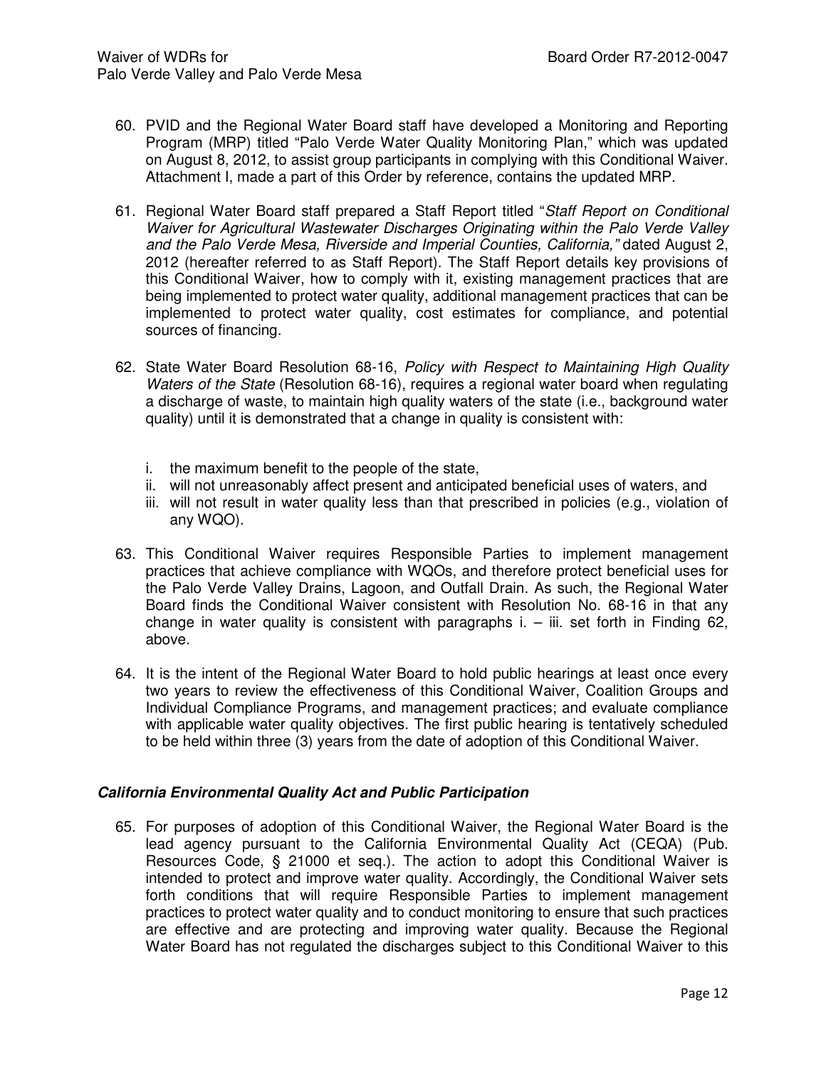60. PVID and the Regional Water Board staff have developed a Monitoring and Reporting Program (MRP) titled "Palo Verde Water Quality Monitoring Plan," which was updated on August 8, 2012, to assist group participants in complying with this Conditional Waiver. Attachment I, made a part of this Order by reference, contains the updated MRP.

61. Regional Water Board staff prepared a Staff Report titled "*Staff Report on Conditional Waiver for Agricultural Wastewater Discharges Originating within the Palo Verde Valley and the Palo Verde Mesa, Riverside and Imperial Counties, California,*" dated August 2, 2012 (hereafter referred to as Staff Report). The Staff Report details key provisions of this Conditional Waiver, how to comply with it, existing management practices that are being implemented to protect water quality, additional management practices that can be implemented to protect water quality, cost estimates for compliance, and potential sources of financing.

62. State Water Board Resolution 68-16, *Policy with Respect to Maintaining High Quality Waters of the State* (Resolution 68-16), requires a regional water board when regulating a discharge of waste, to maintain high quality waters of the state (i.e., background water quality) until it is demonstrated that a change in quality is consistent with:

    i. the maximum benefit to the people of the state,
    ii. will not unreasonably affect present and anticipated beneficial uses of waters, and
    iii. will not result in water quality less than that prescribed in policies (e.g., violation of any WQO).

63. This Conditional Waiver requires Responsible Parties to implement management practices that achieve compliance with WQOs, and therefore protect beneficial uses for the Palo Verde Valley Drains, Lagoon, and Outfall Drain. As such, the Regional Water Board finds the Conditional Waiver consistent with Resolution No. 68-16 in that any change in water quality is consistent with paragraphs i. – iii. set forth in Finding 62, above.

64. It is the intent of the Regional Water Board to hold public hearings at least once every two years to review the effectiveness of this Conditional Waiver, Coalition Groups and Individual Compliance Programs, and management practices; and evaluate compliance with applicable water quality objectives. The first public hearing is tentatively scheduled to be held within three (3) years from the date of adoption of this Conditional Waiver.

### ***California Environmental Quality Act and Public Participation***

65. For purposes of adoption of this Conditional Waiver, the Regional Water Board is the lead agency pursuant to the California Environmental Quality Act (CEQA) (Pub. Resources Code, § 21000 et seq.). The action to adopt this Conditional Waiver is intended to protect and improve water quality. Accordingly, the Conditional Waiver sets forth conditions that will require Responsible Parties to implement management practices to protect water quality and to conduct monitoring to ensure that such practices are effective and are protecting and improving water quality. Because the Regional Water Board has not regulated the discharges subject to this Conditional Waiver to this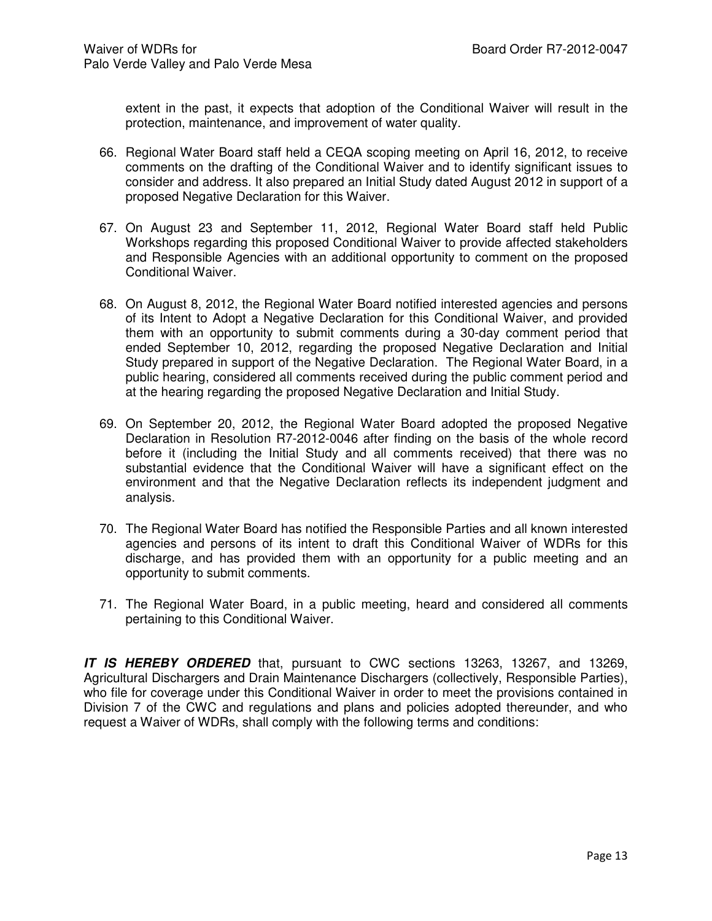extent in the past, it expects that adoption of the Conditional Waiver will result in the protection, maintenance, and improvement of water quality.

66. Regional Water Board staff held a CEQA scoping meeting on April 16, 2012, to receive comments on the drafting of the Conditional Waiver and to identify significant issues to consider and address. It also prepared an Initial Study dated August 2012 in support of a proposed Negative Declaration for this Waiver.

67. On August 23 and September 11, 2012, Regional Water Board staff held Public Workshops regarding this proposed Conditional Waiver to provide affected stakeholders and Responsible Agencies with an additional opportunity to comment on the proposed Conditional Waiver.

68. On August 8, 2012, the Regional Water Board notified interested agencies and persons of its Intent to Adopt a Negative Declaration for this Conditional Waiver, and provided them with an opportunity to submit comments during a 30-day comment period that ended September 10, 2012, regarding the proposed Negative Declaration and Initial Study prepared in support of the Negative Declaration. The Regional Water Board, in a public hearing, considered all comments received during the public comment period and at the hearing regarding the proposed Negative Declaration and Initial Study.

69. On September 20, 2012, the Regional Water Board adopted the proposed Negative Declaration in Resolution R7-2012-0046 after finding on the basis of the whole record before it (including the Initial Study and all comments received) that there was no substantial evidence that the Conditional Waiver will have a significant effect on the environment and that the Negative Declaration reflects its independent judgment and analysis.

70. The Regional Water Board has notified the Responsible Parties and all known interested agencies and persons of its intent to draft this Conditional Waiver of WDRs for this discharge, and has provided them with an opportunity for a public meeting and an opportunity to submit comments.

71. The Regional Water Board, in a public meeting, heard and considered all comments pertaining to this Conditional Waiver.

***IT IS HEREBY ORDERED*** that, pursuant to CWC sections 13263, 13267, and 13269, Agricultural Dischargers and Drain Maintenance Dischargers (collectively, Responsible Parties), who file for coverage under this Conditional Waiver in order to meet the provisions contained in Division 7 of the CWC and regulations and plans and policies adopted thereunder, and who request a Waiver of WDRs, shall comply with the following terms and conditions: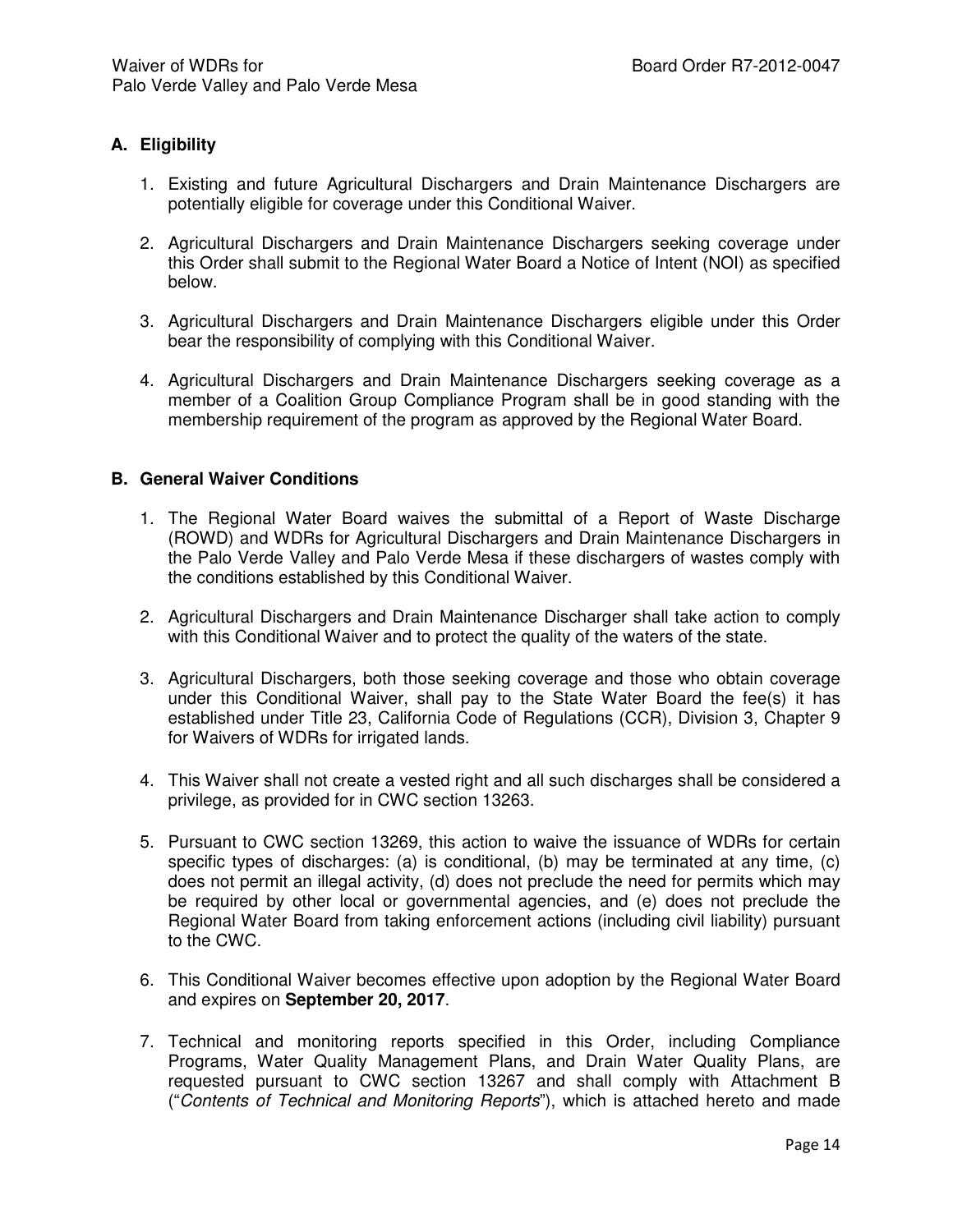### A. Eligibility

1. Existing and future Agricultural Dischargers and Drain Maintenance Dischargers are potentially eligible for coverage under this Conditional Waiver.

2. Agricultural Dischargers and Drain Maintenance Dischargers seeking coverage under this Order shall submit to the Regional Water Board a Notice of Intent (NOI) as specified below.

3. Agricultural Dischargers and Drain Maintenance Dischargers eligible under this Order bear the responsibility of complying with this Conditional Waiver.

4. Agricultural Dischargers and Drain Maintenance Dischargers seeking coverage as a member of a Coalition Group Compliance Program shall be in good standing with the membership requirement of the program as approved by the Regional Water Board.

### B. General Waiver Conditions

1. The Regional Water Board waives the submittal of a Report of Waste Discharge (ROWD) and WDRs for Agricultural Dischargers and Drain Maintenance Dischargers in the Palo Verde Valley and Palo Verde Mesa if these dischargers of wastes comply with the conditions established by this Conditional Waiver.

2. Agricultural Dischargers and Drain Maintenance Discharger shall take action to comply with this Conditional Waiver and to protect the quality of the waters of the state.

3. Agricultural Dischargers, both those seeking coverage and those who obtain coverage under this Conditional Waiver, shall pay to the State Water Board the fee(s) it has established under Title 23, California Code of Regulations (CCR), Division 3, Chapter 9 for Waivers of WDRs for irrigated lands.

4. This Waiver shall not create a vested right and all such discharges shall be considered a privilege, as provided for in CWC section 13263.

5. Pursuant to CWC section 13269, this action to waive the issuance of WDRs for certain specific types of discharges: (a) is conditional, (b) may be terminated at any time, (c) does not permit an illegal activity, (d) does not preclude the need for permits which may be required by other local or governmental agencies, and (e) does not preclude the Regional Water Board from taking enforcement actions (including civil liability) pursuant to the CWC.

6. This Conditional Waiver becomes effective upon adoption by the Regional Water Board and expires on **September 20, 2017**.

7. Technical and monitoring reports specified in this Order, including Compliance Programs, Water Quality Management Plans, and Drain Water Quality Plans, are requested pursuant to CWC section 13267 and shall comply with Attachment B ("*Contents of Technical and Monitoring Reports*"), which is attached hereto and made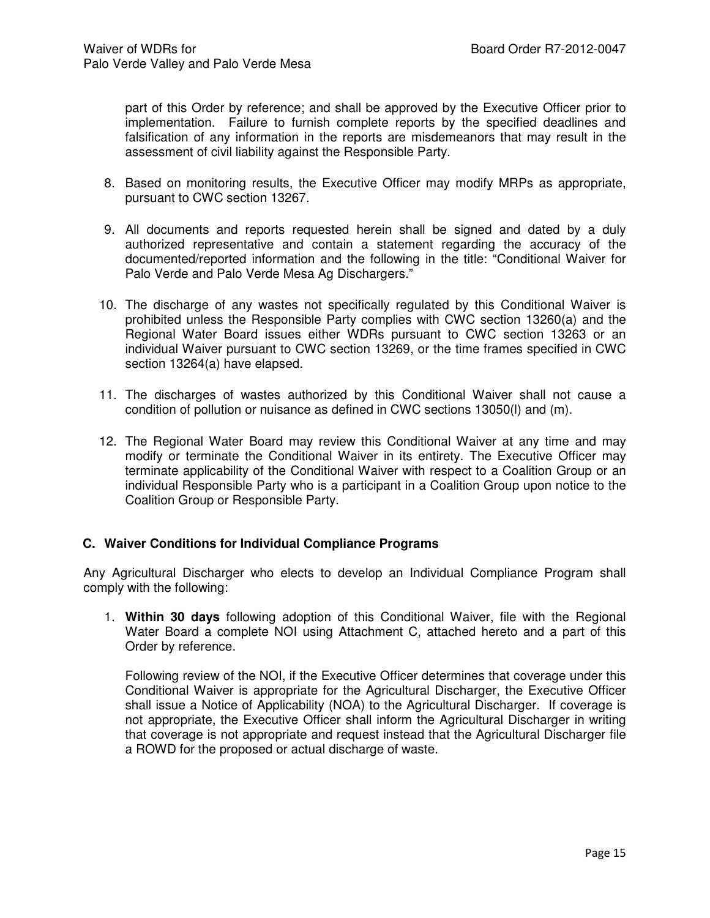part of this Order by reference; and shall be approved by the Executive Officer prior to implementation. Failure to furnish complete reports by the specified deadlines and falsification of any information in the reports are misdemeanors that may result in the assessment of civil liability against the Responsible Party.

8. Based on monitoring results, the Executive Officer may modify MRPs as appropriate, pursuant to CWC section 13267.

9. All documents and reports requested herein shall be signed and dated by a duly authorized representative and contain a statement regarding the accuracy of the documented/reported information and the following in the title: "Conditional Waiver for Palo Verde and Palo Verde Mesa Ag Dischargers."

10. The discharge of any wastes not specifically regulated by this Conditional Waiver is prohibited unless the Responsible Party complies with CWC section 13260(a) and the Regional Water Board issues either WDRs pursuant to CWC section 13263 or an individual Waiver pursuant to CWC section 13269, or the time frames specified in CWC section 13264(a) have elapsed.

11. The discharges of wastes authorized by this Conditional Waiver shall not cause a condition of pollution or nuisance as defined in CWC sections 13050(l) and (m).

12. The Regional Water Board may review this Conditional Waiver at any time and may modify or terminate the Conditional Waiver in its entirety. The Executive Officer may terminate applicability of the Conditional Waiver with respect to a Coalition Group or an individual Responsible Party who is a participant in a Coalition Group upon notice to the Coalition Group or Responsible Party.

### C. Waiver Conditions for Individual Compliance Programs

Any Agricultural Discharger who elects to develop an Individual Compliance Program shall comply with the following:

1. **Within 30 days** following adoption of this Conditional Waiver, file with the Regional Water Board a complete NOI using Attachment C, attached hereto and a part of this Order by reference.

   Following review of the NOI, if the Executive Officer determines that coverage under this Conditional Waiver is appropriate for the Agricultural Discharger, the Executive Officer shall issue a Notice of Applicability (NOA) to the Agricultural Discharger. If coverage is not appropriate, the Executive Officer shall inform the Agricultural Discharger in writing that coverage is not appropriate and request instead that the Agricultural Discharger file a ROWD for the proposed or actual discharge of waste.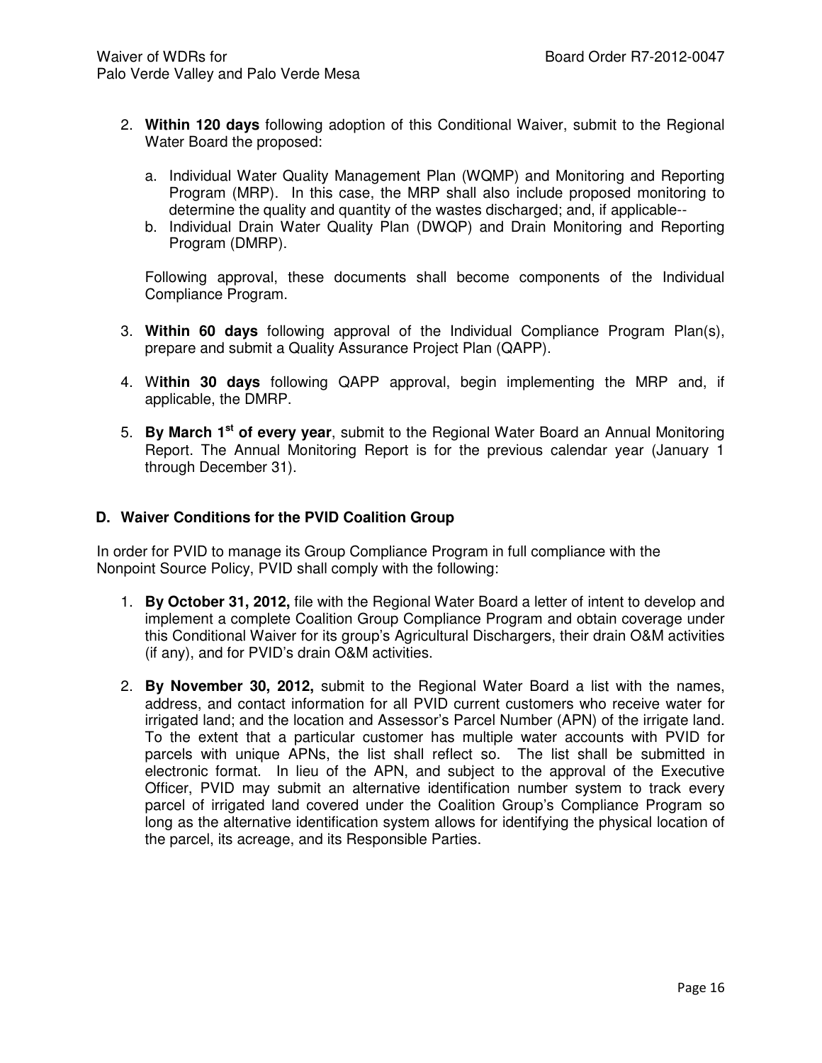2. **Within 120 days** following adoption of this Conditional Waiver, submit to the Regional Water Board the proposed:

   a. Individual Water Quality Management Plan (WQMP) and Monitoring and Reporting Program (MRP). In this case, the MRP shall also include proposed monitoring to determine the quality and quantity of the wastes discharged; and, if applicable--
   b. Individual Drain Water Quality Plan (DWQP) and Drain Monitoring and Reporting Program (DMRP).

   Following approval, these documents shall become components of the Individual Compliance Program.

3. **Within 60 days** following approval of the Individual Compliance Program Plan(s), prepare and submit a Quality Assurance Project Plan (QAPP).

4. W**ithin 30 days** following QAPP approval, begin implementing the MRP and, if applicable, the DMRP.

5. **By March 1st of every year**, submit to the Regional Water Board an Annual Monitoring Report. The Annual Monitoring Report is for the previous calendar year (January 1 through December 31).

### D. Waiver Conditions for the PVID Coalition Group

In order for PVID to manage its Group Compliance Program in full compliance with the Nonpoint Source Policy, PVID shall comply with the following:

1. **By October 31, 2012,** file with the Regional Water Board a letter of intent to develop and implement a complete Coalition Group Compliance Program and obtain coverage under this Conditional Waiver for its group's Agricultural Dischargers, their drain O&M activities (if any), and for PVID's drain O&M activities.

2. **By November 30, 2012,** submit to the Regional Water Board a list with the names, address, and contact information for all PVID current customers who receive water for irrigated land; and the location and Assessor's Parcel Number (APN) of the irrigate land. To the extent that a particular customer has multiple water accounts with PVID for parcels with unique APNs, the list shall reflect so. The list shall be submitted in electronic format. In lieu of the APN, and subject to the approval of the Executive Officer, PVID may submit an alternative identification number system to track every parcel of irrigated land covered under the Coalition Group's Compliance Program so long as the alternative identification system allows for identifying the physical location of the parcel, its acreage, and its Responsible Parties.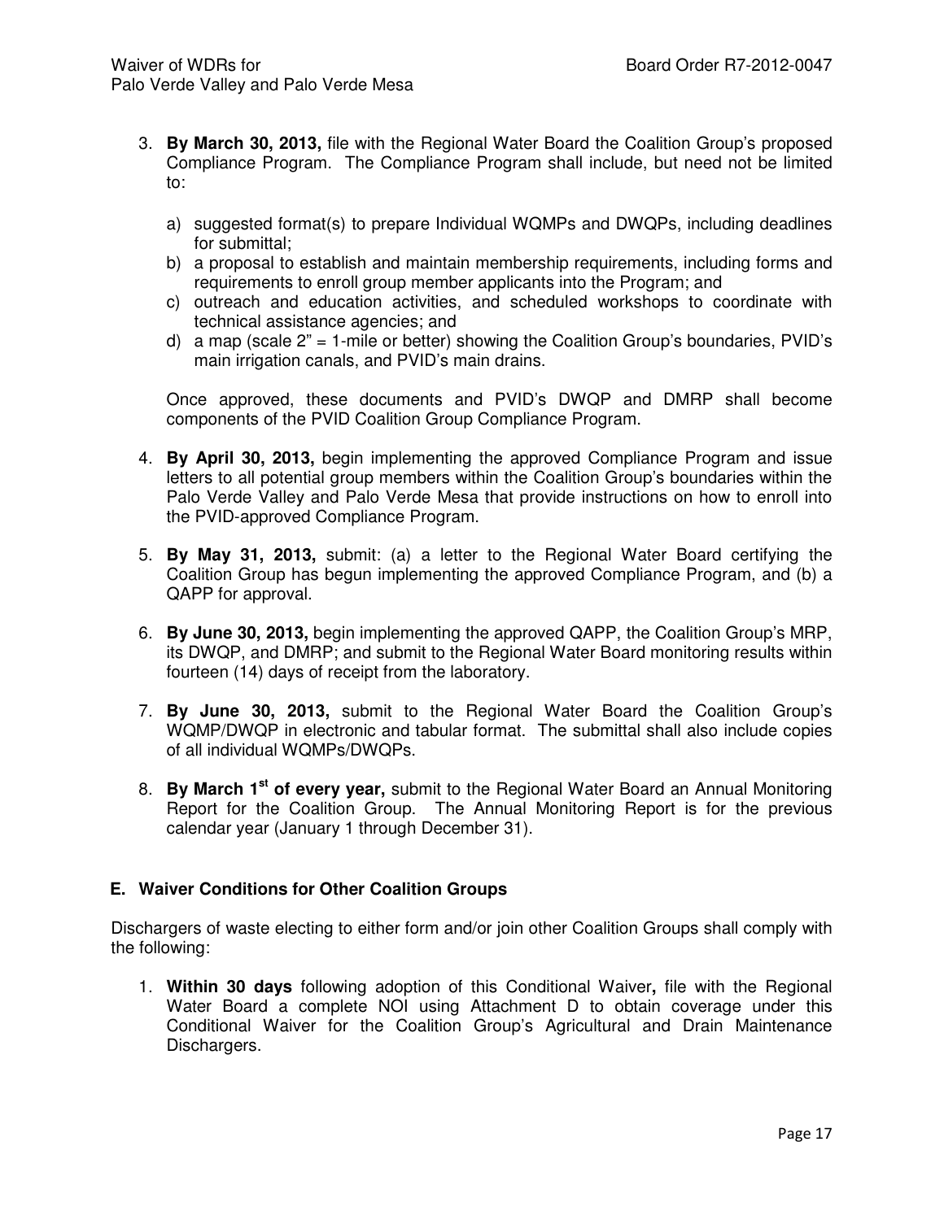3. **By March 30, 2013,** file with the Regional Water Board the Coalition Group's proposed Compliance Program. The Compliance Program shall include, but need not be limited to:

   a) suggested format(s) to prepare Individual WQMPs and DWQPs, including deadlines for submittal;
   b) a proposal to establish and maintain membership requirements, including forms and requirements to enroll group member applicants into the Program; and
   c) outreach and education activities, and scheduled workshops to coordinate with technical assistance agencies; and
   d) a map (scale 2" = 1-mile or better) showing the Coalition Group's boundaries, PVID's main irrigation canals, and PVID's main drains.

   Once approved, these documents and PVID's DWQP and DMRP shall become components of the PVID Coalition Group Compliance Program.

4. **By April 30, 2013,** begin implementing the approved Compliance Program and issue letters to all potential group members within the Coalition Group's boundaries within the Palo Verde Valley and Palo Verde Mesa that provide instructions on how to enroll into the PVID-approved Compliance Program.

5. **By May 31, 2013,** submit: (a) a letter to the Regional Water Board certifying the Coalition Group has begun implementing the approved Compliance Program, and (b) a QAPP for approval.

6. **By June 30, 2013,** begin implementing the approved QAPP, the Coalition Group's MRP, its DWQP, and DMRP; and submit to the Regional Water Board monitoring results within fourteen (14) days of receipt from the laboratory.

7. **By June 30, 2013,** submit to the Regional Water Board the Coalition Group's WQMP/DWQP in electronic and tabular format. The submittal shall also include copies of all individual WQMPs/DWQPs.

8. **By March 1st of every year,** submit to the Regional Water Board an Annual Monitoring Report for the Coalition Group. The Annual Monitoring Report is for the previous calendar year (January 1 through December 31).

### E. Waiver Conditions for Other Coalition Groups

Dischargers of waste electing to either form and/or join other Coalition Groups shall comply with the following:

1. **Within 30 days** following adoption of this Conditional Waiver**,** file with the Regional Water Board a complete NOI using Attachment D to obtain coverage under this Conditional Waiver for the Coalition Group's Agricultural and Drain Maintenance Dischargers.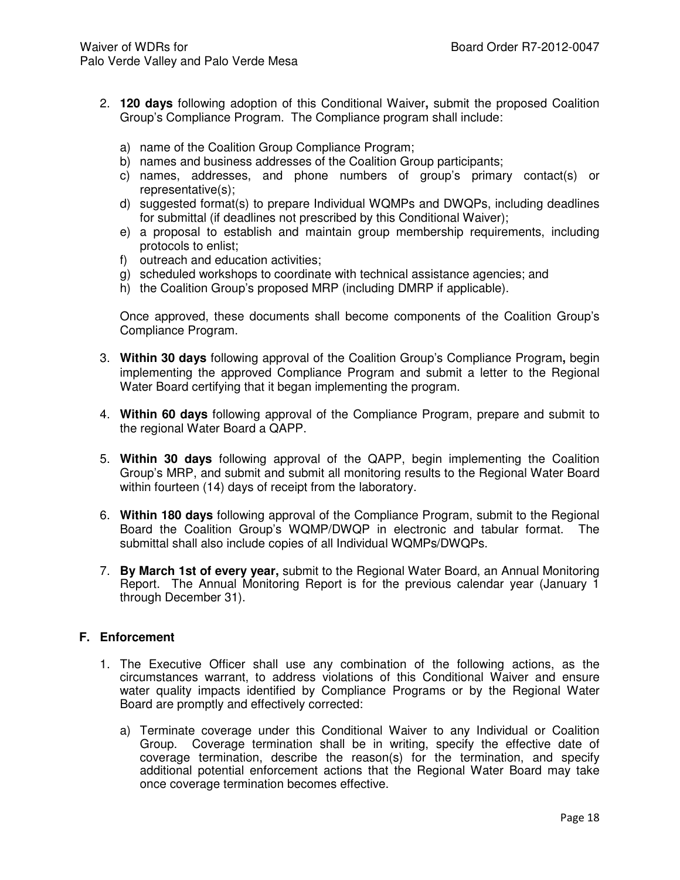2. **120 days** following adoption of this Conditional Waiver**,** submit the proposed Coalition Group's Compliance Program. The Compliance program shall include:

   a) name of the Coalition Group Compliance Program;
   b) names and business addresses of the Coalition Group participants;
   c) names, addresses, and phone numbers of group's primary contact(s) or representative(s);
   d) suggested format(s) to prepare Individual WQMPs and DWQPs, including deadlines for submittal (if deadlines not prescribed by this Conditional Waiver);
   e) a proposal to establish and maintain group membership requirements, including protocols to enlist;
   f) outreach and education activities;
   g) scheduled workshops to coordinate with technical assistance agencies; and
   h) the Coalition Group's proposed MRP (including DMRP if applicable).

   Once approved, these documents shall become components of the Coalition Group's Compliance Program.

3. **Within 30 days** following approval of the Coalition Group's Compliance Program**,** begin implementing the approved Compliance Program and submit a letter to the Regional Water Board certifying that it began implementing the program.

4. **Within 60 days** following approval of the Compliance Program, prepare and submit to the regional Water Board a QAPP.

5. **Within 30 days** following approval of the QAPP, begin implementing the Coalition Group's MRP, and submit and submit all monitoring results to the Regional Water Board within fourteen (14) days of receipt from the laboratory.

6. **Within 180 days** following approval of the Compliance Program, submit to the Regional Board the Coalition Group's WQMP/DWQP in electronic and tabular format. The submittal shall also include copies of all Individual WQMPs/DWQPs.

7. **By March 1st of every year,** submit to the Regional Water Board, an Annual Monitoring Report. The Annual Monitoring Report is for the previous calendar year (January 1 through December 31).

## F. Enforcement

1. The Executive Officer shall use any combination of the following actions, as the circumstances warrant, to address violations of this Conditional Waiver and ensure water quality impacts identified by Compliance Programs or by the Regional Water Board are promptly and effectively corrected:

   a) Terminate coverage under this Conditional Waiver to any Individual or Coalition Group. Coverage termination shall be in writing, specify the effective date of coverage termination, describe the reason(s) for the termination, and specify additional potential enforcement actions that the Regional Water Board may take once coverage termination becomes effective.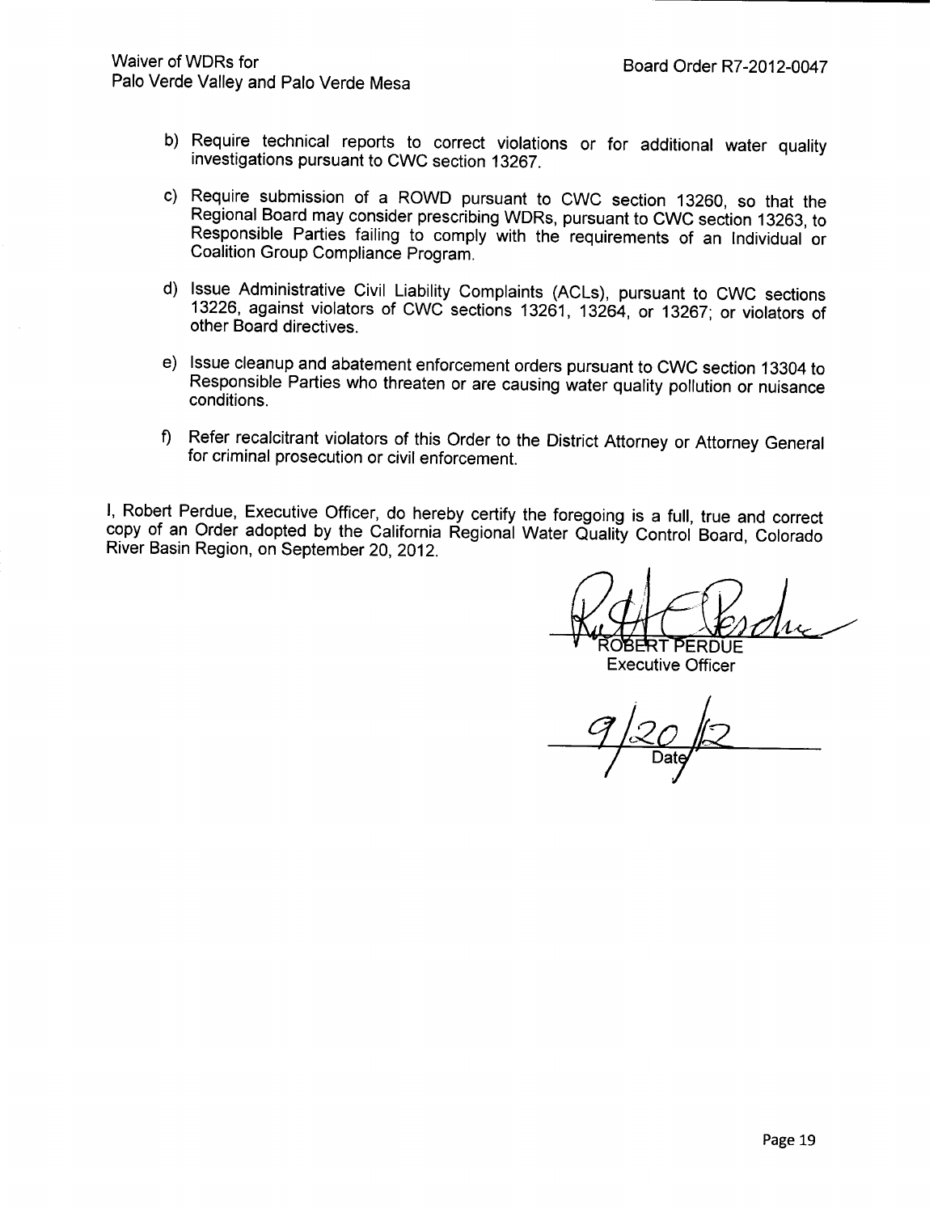b) Require technical reports to correct violations or for additional water quality investigations pursuant to CWC section 13267.

c) Require submission of a ROWD pursuant to CWC section 13260, so that the Regional Board may consider prescribing WDRs, pursuant to CWC section 13263, to Responsible Parties failing to comply with the requirements of an Individual or Coalition Group Compliance Program.

d) Issue Administrative Civil Liability Complaints (ACLs), pursuant to CWC sections 13226, against violators of CWC sections 13261, 13264, or 13267; or violators of other Board directives.

e) Issue cleanup and abatement enforcement orders pursuant to CWC section 13304 to Responsible Parties who threaten or are causing water quality pollution or nuisance conditions.

f) Refer recalcitrant violators of this Order to the District Attorney or Attorney General for criminal prosecution or civil enforcement.

I, Robert Perdue, Executive Officer, do hereby certify the foregoing is a full, true and correct copy of an Order adopted by the California Regional Water Quality Control Board, Colorado River Basin Region, on September 20, 2012.

ROBERT PERDUE
Executive Officer

9/20/12
Date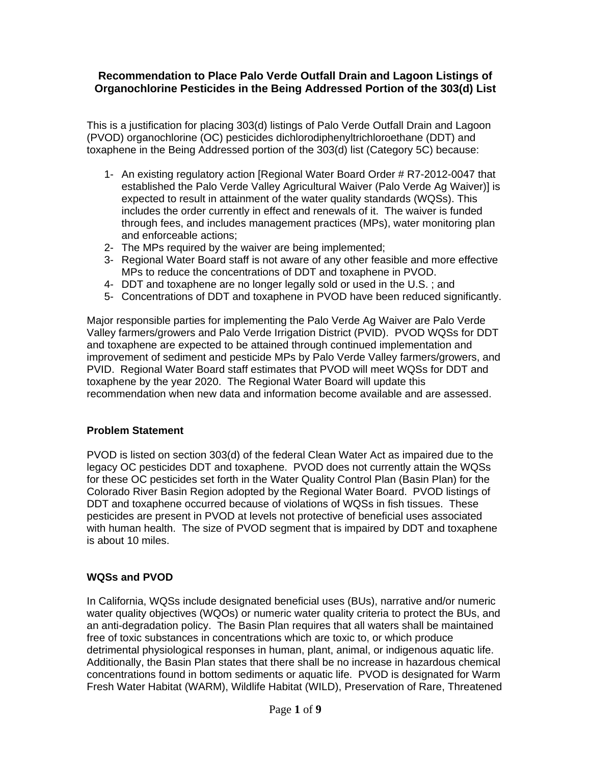# Recommendation to Place Palo Verde Outfall Drain and Lagoon Listings of Organochlorine Pesticides in the Being Addressed Portion of the 303(d) List

This is a justification for placing 303(d) listings of Palo Verde Outfall Drain and Lagoon (PVOD) organochlorine (OC) pesticides dichlorodiphenyltrichloroethane (DDT) and toxaphene in the Being Addressed portion of the 303(d) list (Category 5C) because:

1- An existing regulatory action [Regional Water Board Order # R7-2012-0047 that established the Palo Verde Valley Agricultural Waiver (Palo Verde Ag Waiver)] is expected to result in attainment of the water quality standards (WQSs). This includes the order currently in effect and renewals of it. The waiver is funded through fees, and includes management practices (MPs), water monitoring plan and enforceable actions;
2- The MPs required by the waiver are being implemented;
3- Regional Water Board staff is not aware of any other feasible and more effective MPs to reduce the concentrations of DDT and toxaphene in PVOD.
4- DDT and toxaphene are no longer legally sold or used in the U.S. ; and
5- Concentrations of DDT and toxaphene in PVOD have been reduced significantly.

Major responsible parties for implementing the Palo Verde Ag Waiver are Palo Verde Valley farmers/growers and Palo Verde Irrigation District (PVID). PVOD WQSs for DDT and toxaphene are expected to be attained through continued implementation and improvement of sediment and pesticide MPs by Palo Verde Valley farmers/growers, and PVID. Regional Water Board staff estimates that PVOD will meet WQSs for DDT and toxaphene by the year 2020. The Regional Water Board will update this recommendation when new data and information become available and are assessed.

## Problem Statement

PVOD is listed on section 303(d) of the federal Clean Water Act as impaired due to the legacy OC pesticides DDT and toxaphene. PVOD does not currently attain the WQSs for these OC pesticides set forth in the Water Quality Control Plan (Basin Plan) for the Colorado River Basin Region adopted by the Regional Water Board. PVOD listings of DDT and toxaphene occurred because of violations of WQSs in fish tissues. These pesticides are present in PVOD at levels not protective of beneficial uses associated with human health. The size of PVOD segment that is impaired by DDT and toxaphene is about 10 miles.

## WQSs and PVOD

In California, WQSs include designated beneficial uses (BUs), narrative and/or numeric water quality objectives (WQOs) or numeric water quality criteria to protect the BUs, and an anti-degradation policy. The Basin Plan requires that all waters shall be maintained free of toxic substances in concentrations which are toxic to, or which produce detrimental physiological responses in human, plant, animal, or indigenous aquatic life. Additionally, the Basin Plan states that there shall be no increase in hazardous chemical concentrations found in bottom sediments or aquatic life. PVOD is designated for Warm Fresh Water Habitat (WARM), Wildlife Habitat (WILD), Preservation of Rare, Threatened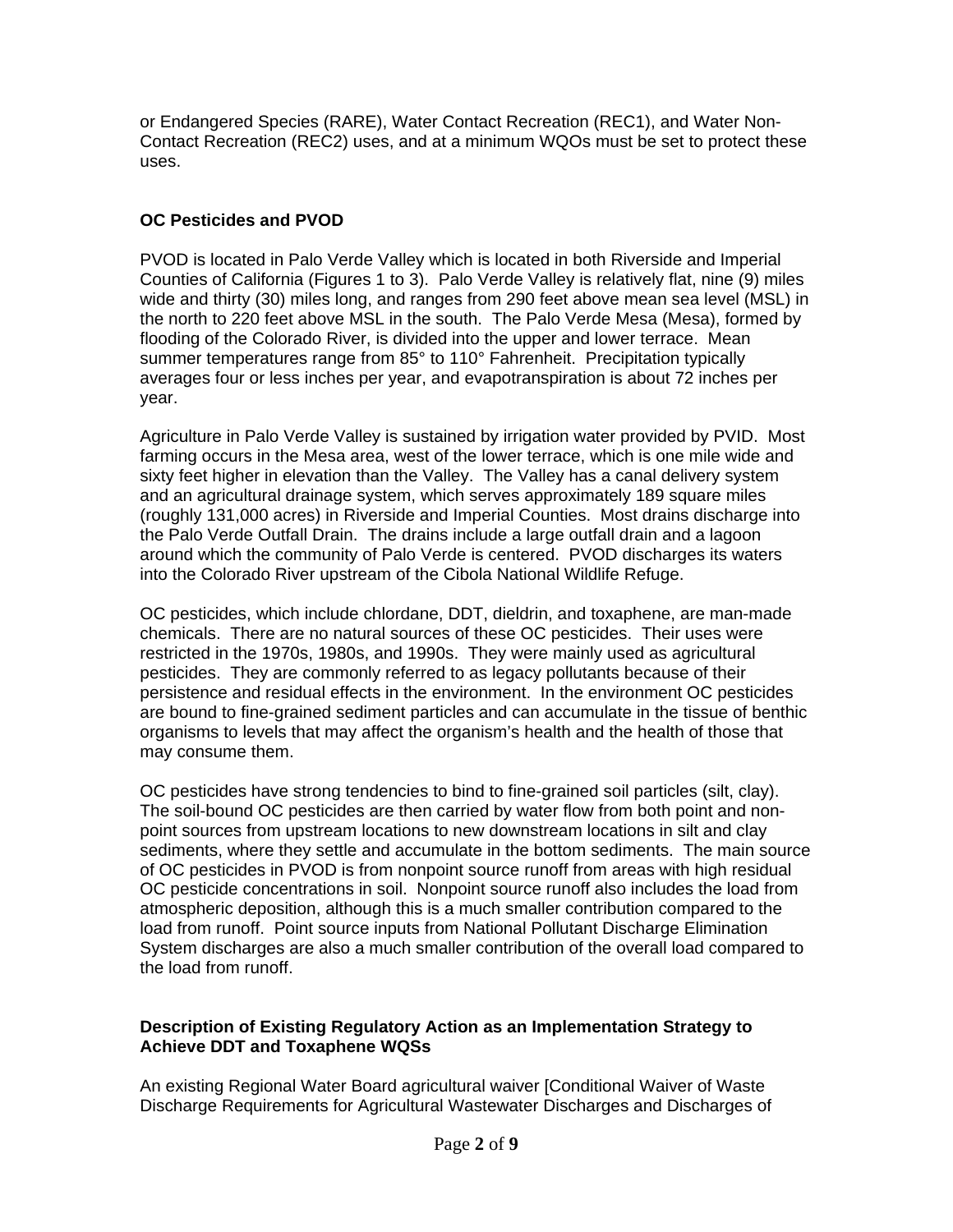or Endangered Species (RARE), Water Contact Recreation (REC1), and Water Non-Contact Recreation (REC2) uses, and at a minimum WQOs must be set to protect these uses.

**OC Pesticides and PVOD**

PVOD is located in Palo Verde Valley which is located in both Riverside and Imperial Counties of California (Figures 1 to 3). Palo Verde Valley is relatively flat, nine (9) miles wide and thirty (30) miles long, and ranges from 290 feet above mean sea level (MSL) in the north to 220 feet above MSL in the south. The Palo Verde Mesa (Mesa), formed by flooding of the Colorado River, is divided into the upper and lower terrace. Mean summer temperatures range from 85° to 110° Fahrenheit. Precipitation typically averages four or less inches per year, and evapotranspiration is about 72 inches per year.

Agriculture in Palo Verde Valley is sustained by irrigation water provided by PVID. Most farming occurs in the Mesa area, west of the lower terrace, which is one mile wide and sixty feet higher in elevation than the Valley. The Valley has a canal delivery system and an agricultural drainage system, which serves approximately 189 square miles (roughly 131,000 acres) in Riverside and Imperial Counties. Most drains discharge into the Palo Verde Outfall Drain. The drains include a large outfall drain and a lagoon around which the community of Palo Verde is centered. PVOD discharges its waters into the Colorado River upstream of the Cibola National Wildlife Refuge.

OC pesticides, which include chlordane, DDT, dieldrin, and toxaphene, are man-made chemicals. There are no natural sources of these OC pesticides. Their uses were restricted in the 1970s, 1980s, and 1990s. They were mainly used as agricultural pesticides. They are commonly referred to as legacy pollutants because of their persistence and residual effects in the environment. In the environment OC pesticides are bound to fine-grained sediment particles and can accumulate in the tissue of benthic organisms to levels that may affect the organism's health and the health of those that may consume them.

OC pesticides have strong tendencies to bind to fine-grained soil particles (silt, clay). The soil-bound OC pesticides are then carried by water flow from both point and non-point sources from upstream locations to new downstream locations in silt and clay sediments, where they settle and accumulate in the bottom sediments. The main source of OC pesticides in PVOD is from nonpoint source runoff from areas with high residual OC pesticide concentrations in soil. Nonpoint source runoff also includes the load from atmospheric deposition, although this is a much smaller contribution compared to the load from runoff. Point source inputs from National Pollutant Discharge Elimination System discharges are also a much smaller contribution of the overall load compared to the load from runoff.

**Description of Existing Regulatory Action as an Implementation Strategy to Achieve DDT and Toxaphene WQSs**

An existing Regional Water Board agricultural waiver [Conditional Waiver of Waste Discharge Requirements for Agricultural Wastewater Discharges and Discharges of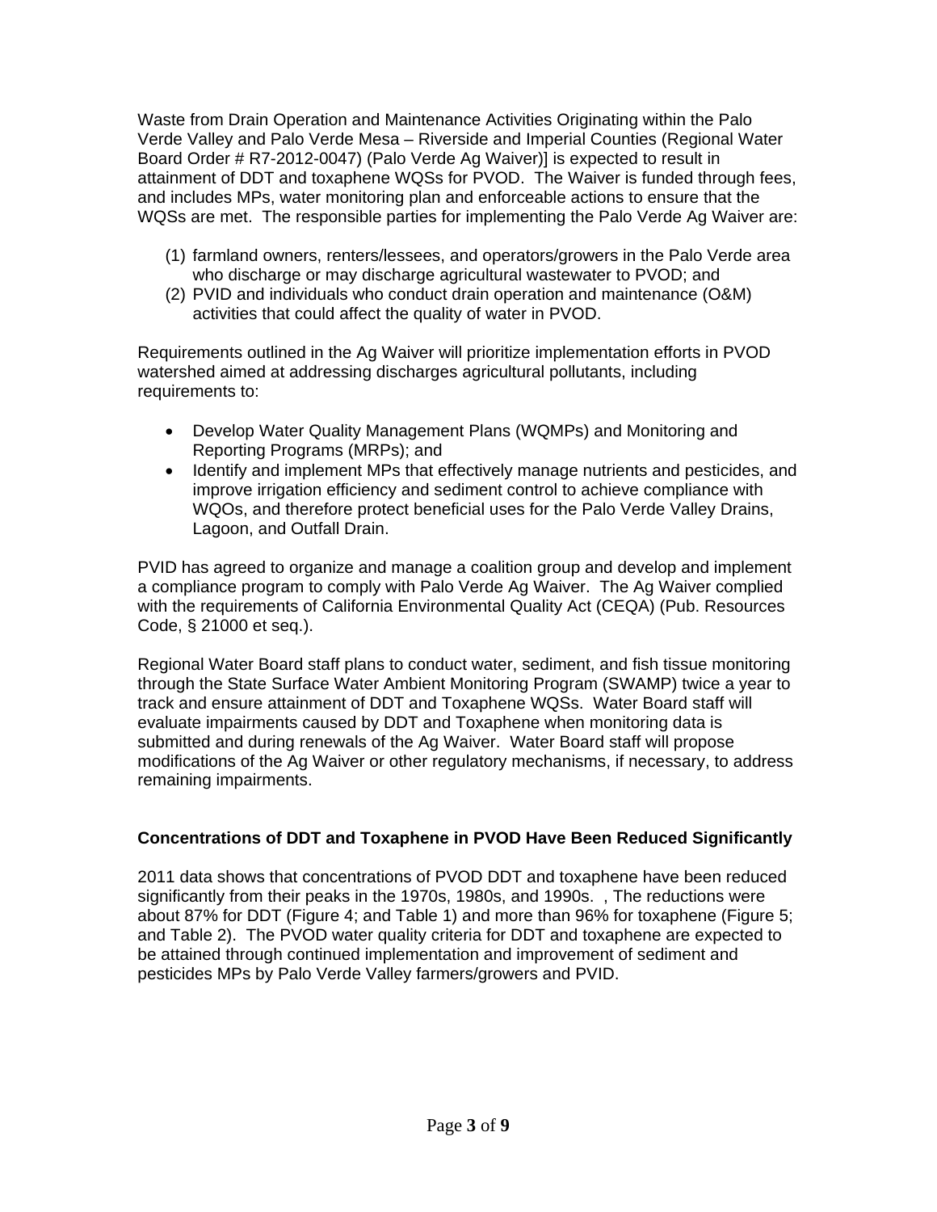Waste from Drain Operation and Maintenance Activities Originating within the Palo Verde Valley and Palo Verde Mesa – Riverside and Imperial Counties (Regional Water Board Order # R7-2012-0047) (Palo Verde Ag Waiver)] is expected to result in attainment of DDT and toxaphene WQSs for PVOD. The Waiver is funded through fees, and includes MPs, water monitoring plan and enforceable actions to ensure that the WQSs are met. The responsible parties for implementing the Palo Verde Ag Waiver are:

(1) farmland owners, renters/lessees, and operators/growers in the Palo Verde area who discharge or may discharge agricultural wastewater to PVOD; and
(2) PVID and individuals who conduct drain operation and maintenance (O&M) activities that could affect the quality of water in PVOD.

Requirements outlined in the Ag Waiver will prioritize implementation efforts in PVOD watershed aimed at addressing discharges agricultural pollutants, including requirements to:

- Develop Water Quality Management Plans (WQMPs) and Monitoring and Reporting Programs (MRPs); and
- Identify and implement MPs that effectively manage nutrients and pesticides, and improve irrigation efficiency and sediment control to achieve compliance with WQOs, and therefore protect beneficial uses for the Palo Verde Valley Drains, Lagoon, and Outfall Drain.

PVID has agreed to organize and manage a coalition group and develop and implement a compliance program to comply with Palo Verde Ag Waiver. The Ag Waiver complied with the requirements of California Environmental Quality Act (CEQA) (Pub. Resources Code, § 21000 et seq.).

Regional Water Board staff plans to conduct water, sediment, and fish tissue monitoring through the State Surface Water Ambient Monitoring Program (SWAMP) twice a year to track and ensure attainment of DDT and Toxaphene WQSs. Water Board staff will evaluate impairments caused by DDT and Toxaphene when monitoring data is submitted and during renewals of the Ag Waiver. Water Board staff will propose modifications of the Ag Waiver or other regulatory mechanisms, if necessary, to address remaining impairments.

**Concentrations of DDT and Toxaphene in PVOD Have Been Reduced Significantly**

2011 data shows that concentrations of PVOD DDT and toxaphene have been reduced significantly from their peaks in the 1970s, 1980s, and 1990s. , The reductions were about 87% for DDT (Figure 4; and Table 1) and more than 96% for toxaphene (Figure 5; and Table 2). The PVOD water quality criteria for DDT and toxaphene are expected to be attained through continued implementation and improvement of sediment and pesticides MPs by Palo Verde Valley farmers/growers and PVID.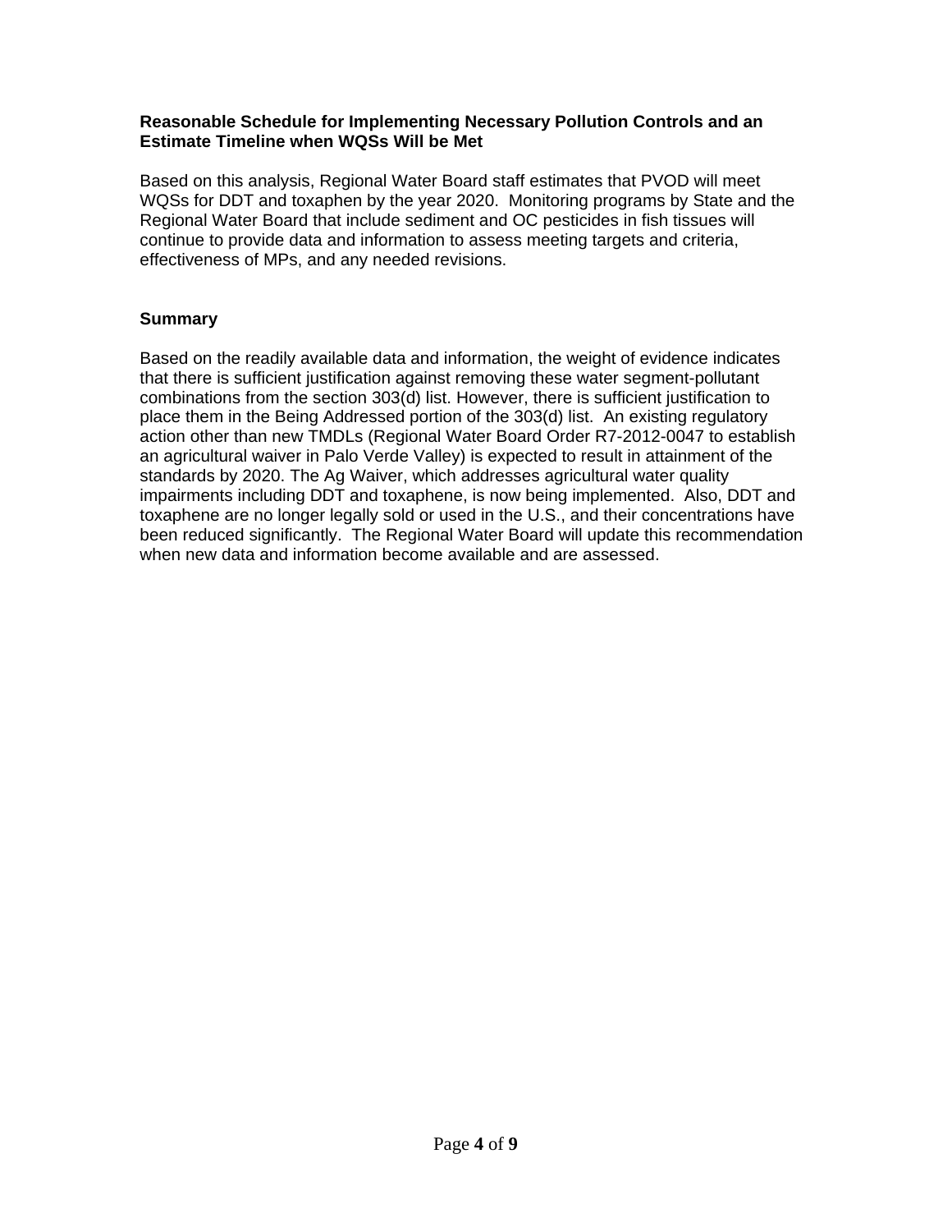**Reasonable Schedule for Implementing Necessary Pollution Controls and an Estimate Timeline when WQSs Will be Met**

Based on this analysis, Regional Water Board staff estimates that PVOD will meet WQSs for DDT and toxaphen by the year 2020. Monitoring programs by State and the Regional Water Board that include sediment and OC pesticides in fish tissues will continue to provide data and information to assess meeting targets and criteria, effectiveness of MPs, and any needed revisions.

**Summary**

Based on the readily available data and information, the weight of evidence indicates that there is sufficient justification against removing these water segment-pollutant combinations from the section 303(d) list. However, there is sufficient justification to place them in the Being Addressed portion of the 303(d) list. An existing regulatory action other than new TMDLs (Regional Water Board Order R7-2012-0047 to establish an agricultural waiver in Palo Verde Valley) is expected to result in attainment of the standards by 2020. The Ag Waiver, which addresses agricultural water quality impairments including DDT and toxaphene, is now being implemented. Also, DDT and toxaphene are no longer legally sold or used in the U.S., and their concentrations have been reduced significantly. The Regional Water Board will update this recommendation when new data and information become available and are assessed.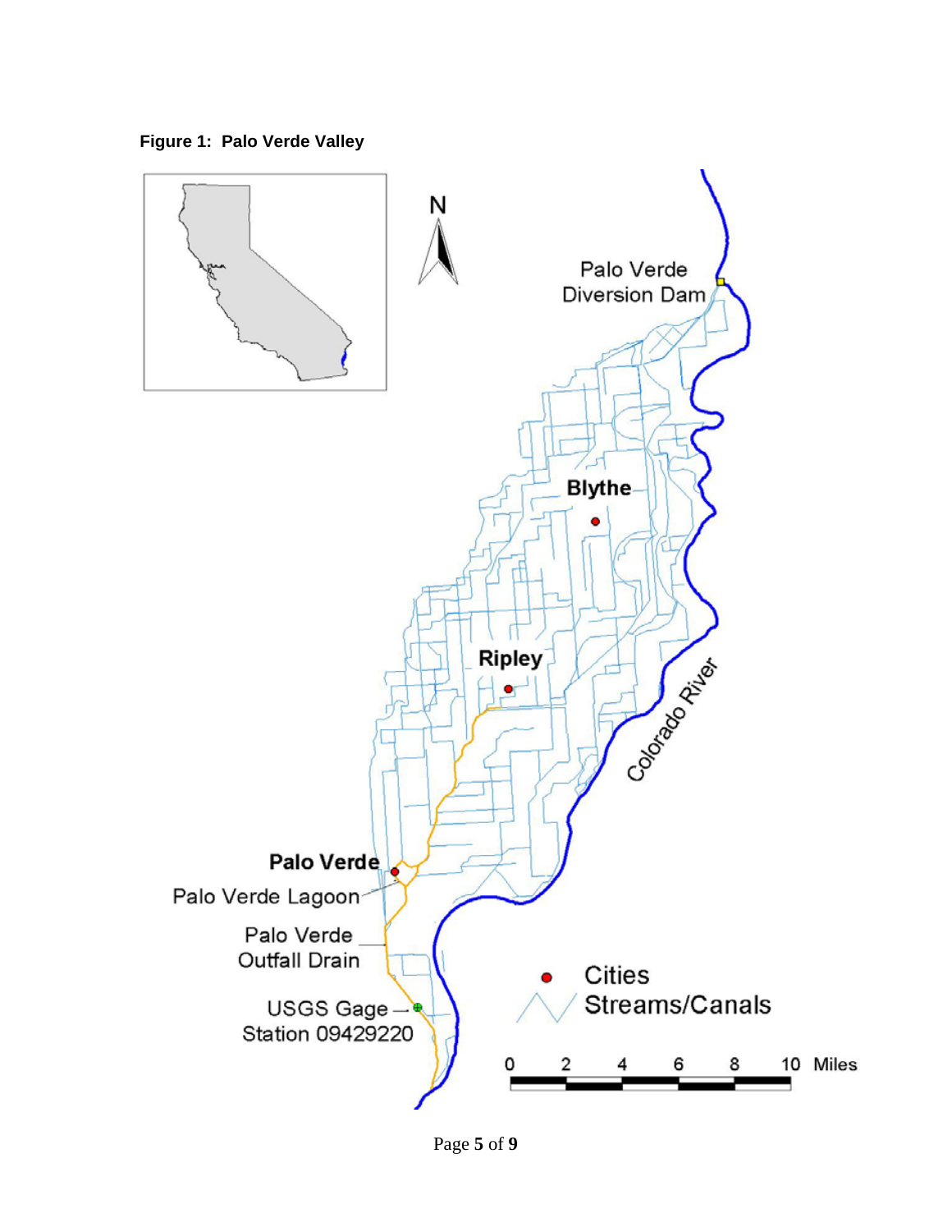**Figure 1: Palo Verde Valley**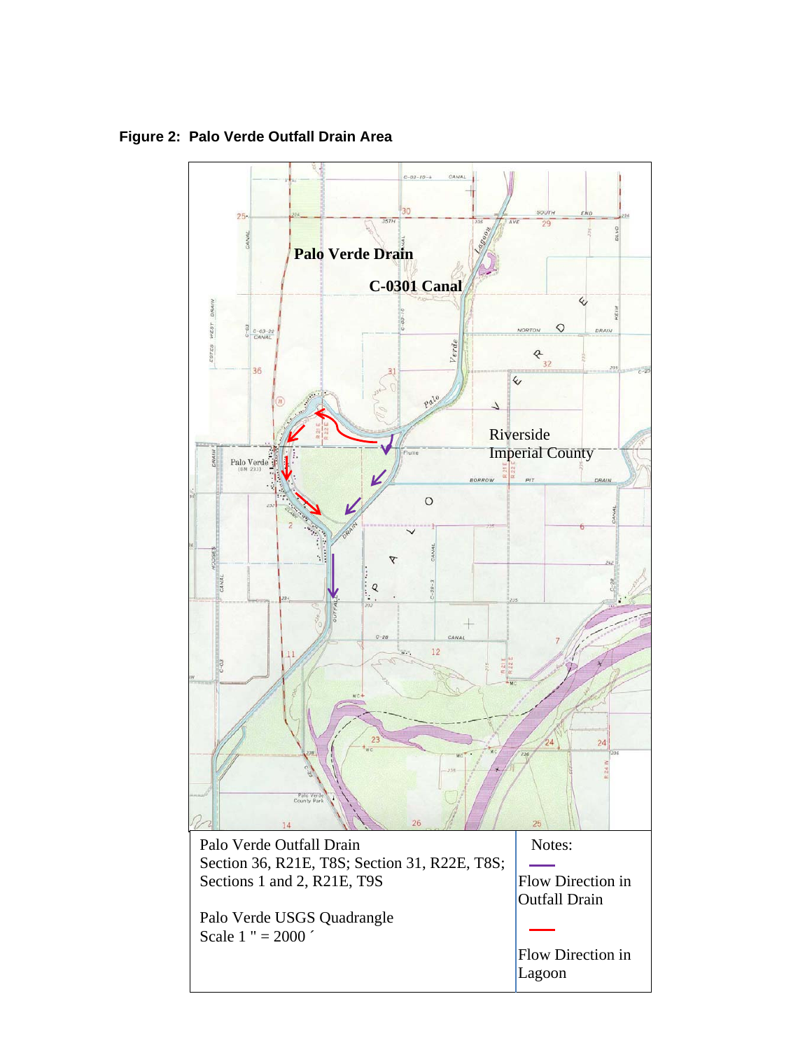**Figure 2: Palo Verde Outfall Drain Area**

Palo Verde Drain

C-0301 Canal

Riverside

Imperial County

| Palo Verde Outfall Drain<br>Section 36, R21E, T8S; Section 31, R22E, T8S; Sections 1 and 2, R21E, T9S<br><br>Palo Verde USGS Quadrangle<br>Scale 1 " = 2000 ´ | Notes:<br>Flow Direction in Outfall Drain (purple line)<br><br>Flow Direction in Lagoon (red line) |
| --- | --- |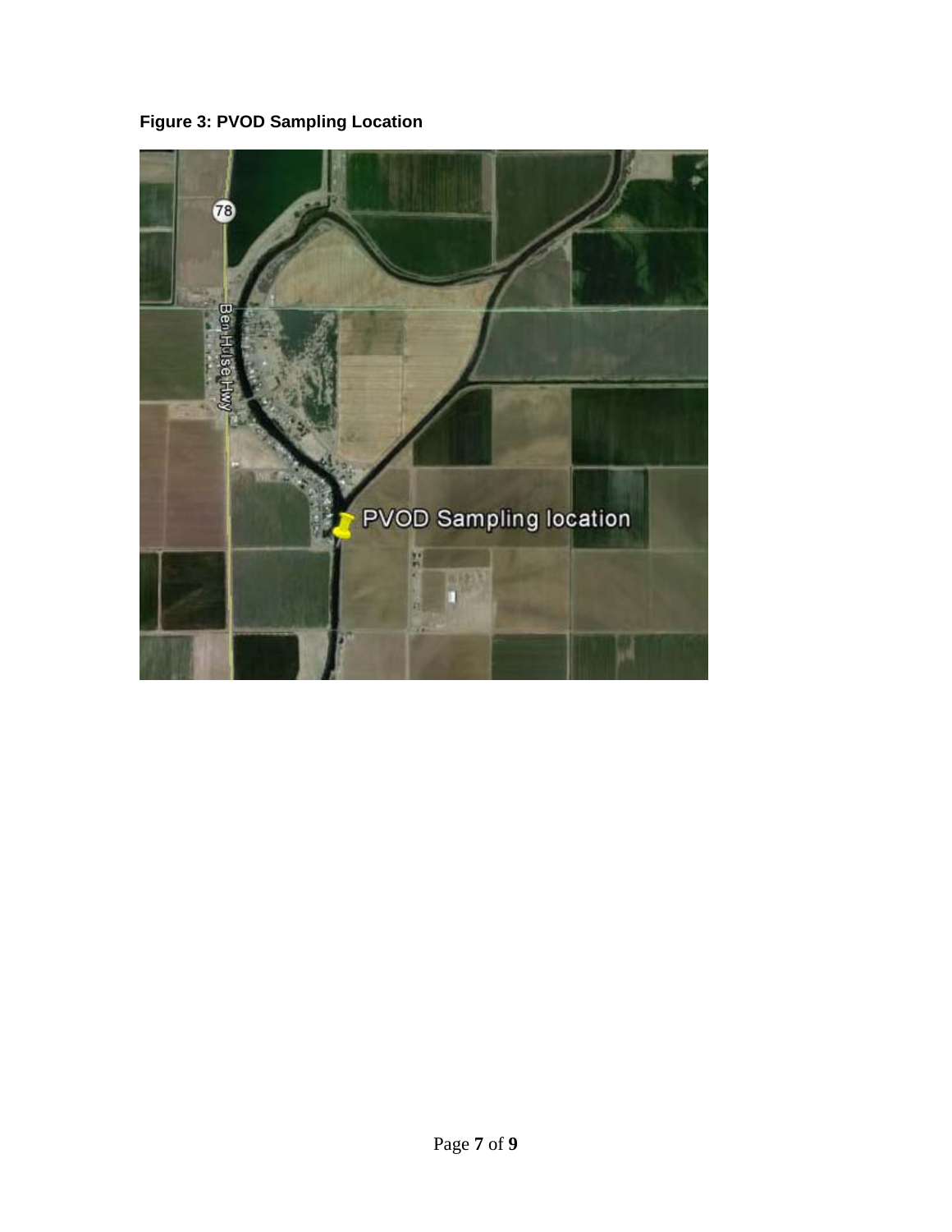**Figure 3: PVOD Sampling Location**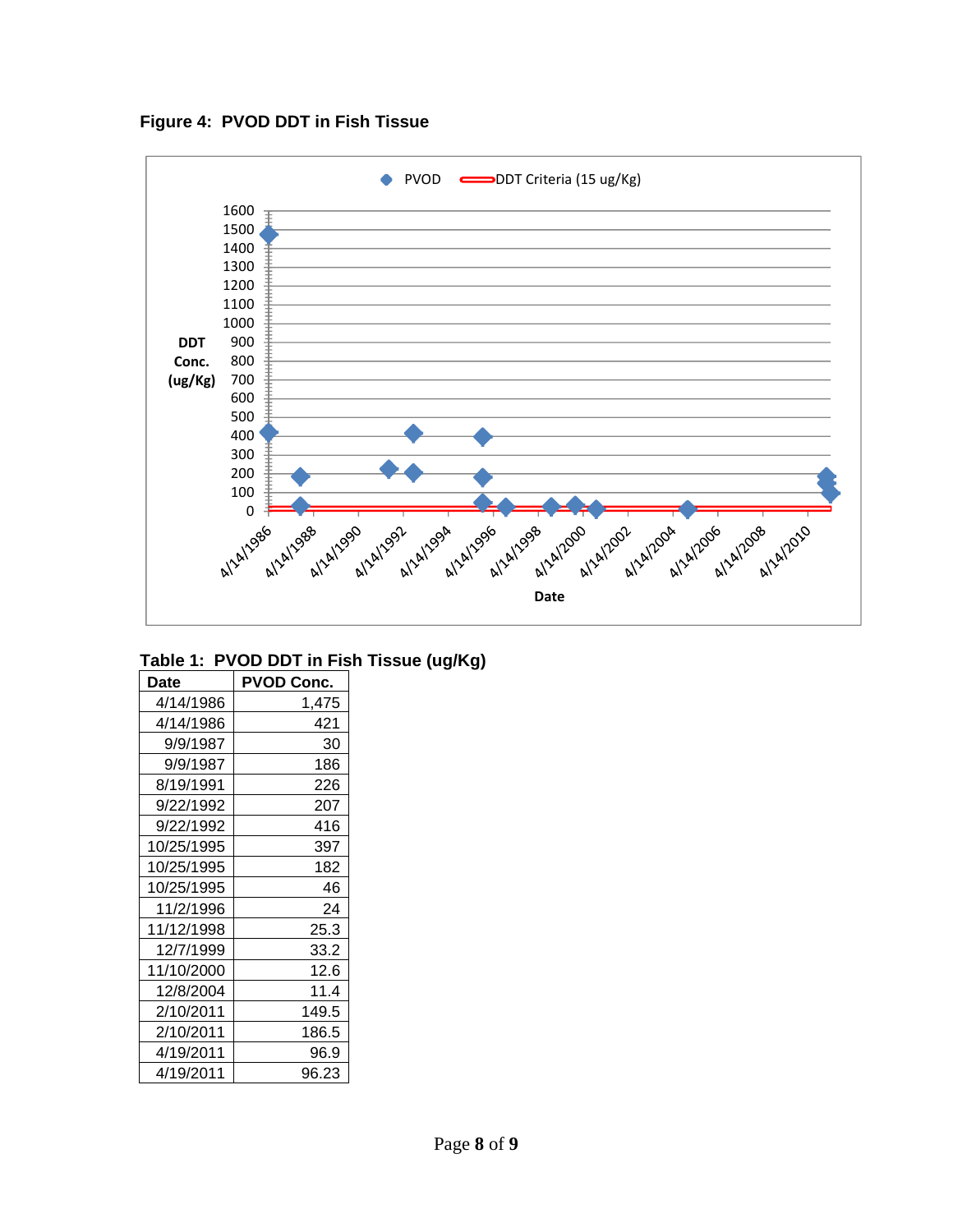**Figure 4: PVOD DDT in Fish Tissue**

**Table 1: PVOD DDT in Fish Tissue (ug/Kg)**

| Date | PVOD Conc. |
|---|---|
| 4/14/1986 | 1,475 |
| 4/14/1986 | 421 |
| 9/9/1987 | 30 |
| 9/9/1987 | 186 |
| 8/19/1991 | 226 |
| 9/22/1992 | 207 |
| 9/22/1992 | 416 |
| 10/25/1995 | 397 |
| 10/25/1995 | 182 |
| 10/25/1995 | 46 |
| 11/2/1996 | 24 |
| 11/12/1998 | 25.3 |
| 12/7/1999 | 33.2 |
| 11/10/2000 | 12.6 |
| 12/8/2004 | 11.4 |
| 2/10/2011 | 149.5 |
| 2/10/2011 | 186.5 |
| 4/19/2011 | 96.9 |
| 4/19/2011 | 96.23 |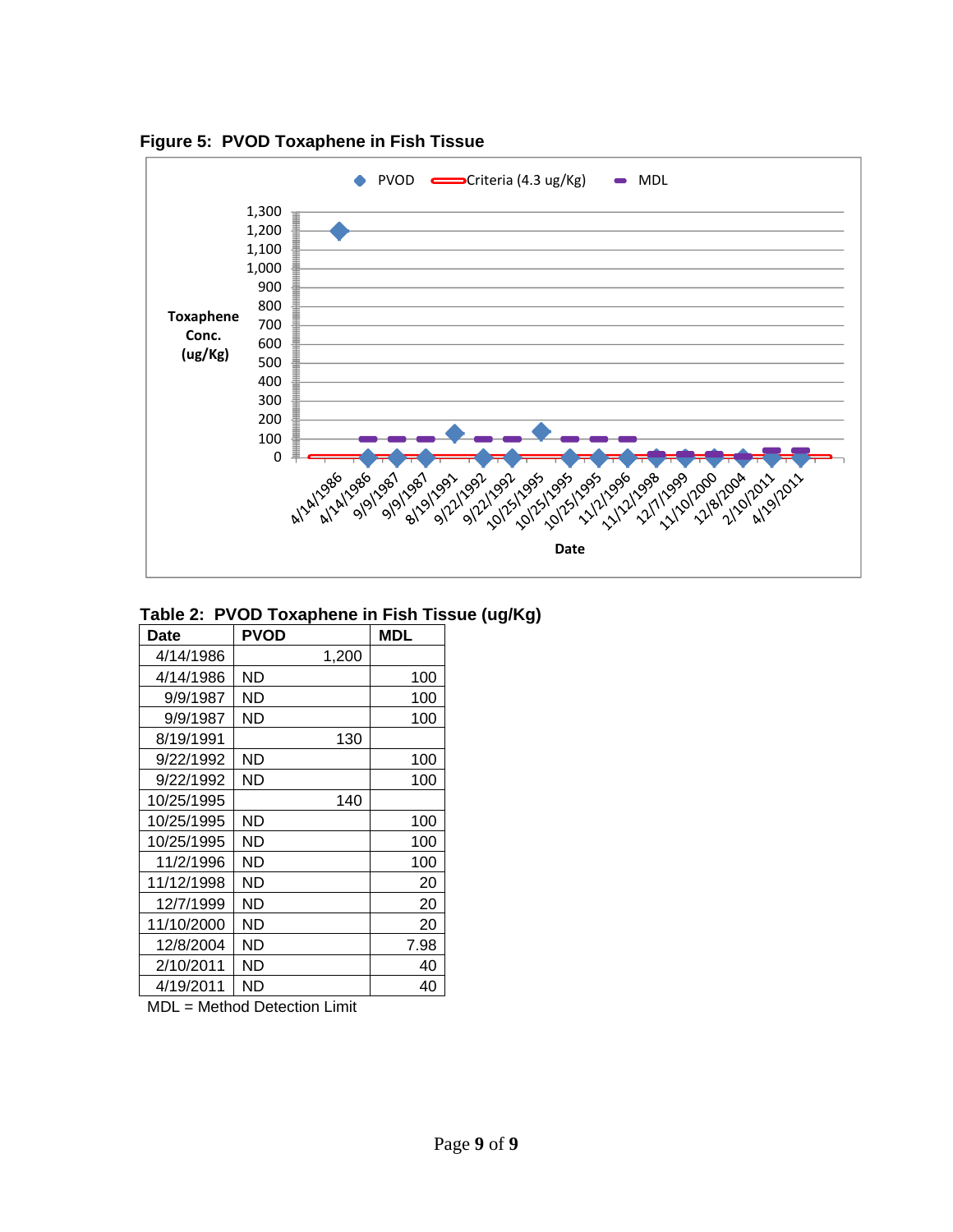**Figure 5: PVOD Toxaphene in Fish Tissue**

PVOD
Criteria (4.3 ug/Kg)
MDL

Toxaphene Conc. (ug/Kg)

1,300
1,200
1,100
1,000
900
800
700
600
500
400
300
200
100
0

4/14/1986
4/14/1986
9/9/1987
9/9/1987
8/19/1991
9/22/1992
9/22/1992
10/25/1995
10/25/1995
10/25/1995
11/2/1996
11/12/1998
12/7/1999
11/10/2000
12/8/2004
2/10/2011
4/19/2011

Date

**Table 2: PVOD Toxaphene in Fish Tissue (ug/Kg)**

| Date | PVOD | MDL |
|---|---|---|
| 4/14/1986 | 1,200 | |
| 4/14/1986 | ND | 100 |
| 9/9/1987 | ND | 100 |
| 9/9/1987 | ND | 100 |
| 8/19/1991 | 130 | |
| 9/22/1992 | ND | 100 |
| 9/22/1992 | ND | 100 |
| 10/25/1995 | 140 | |
| 10/25/1995 | ND | 100 |
| 10/25/1995 | ND | 100 |
| 11/2/1996 | ND | 100 |
| 11/12/1998 | ND | 20 |
| 12/7/1999 | ND | 20 |
| 11/10/2000 | ND | 20 |
| 12/8/2004 | ND | 7.98 |
| 2/10/2011 | ND | 40 |
| 4/19/2011 | ND | 40 |

MDL = Method Detection Limit